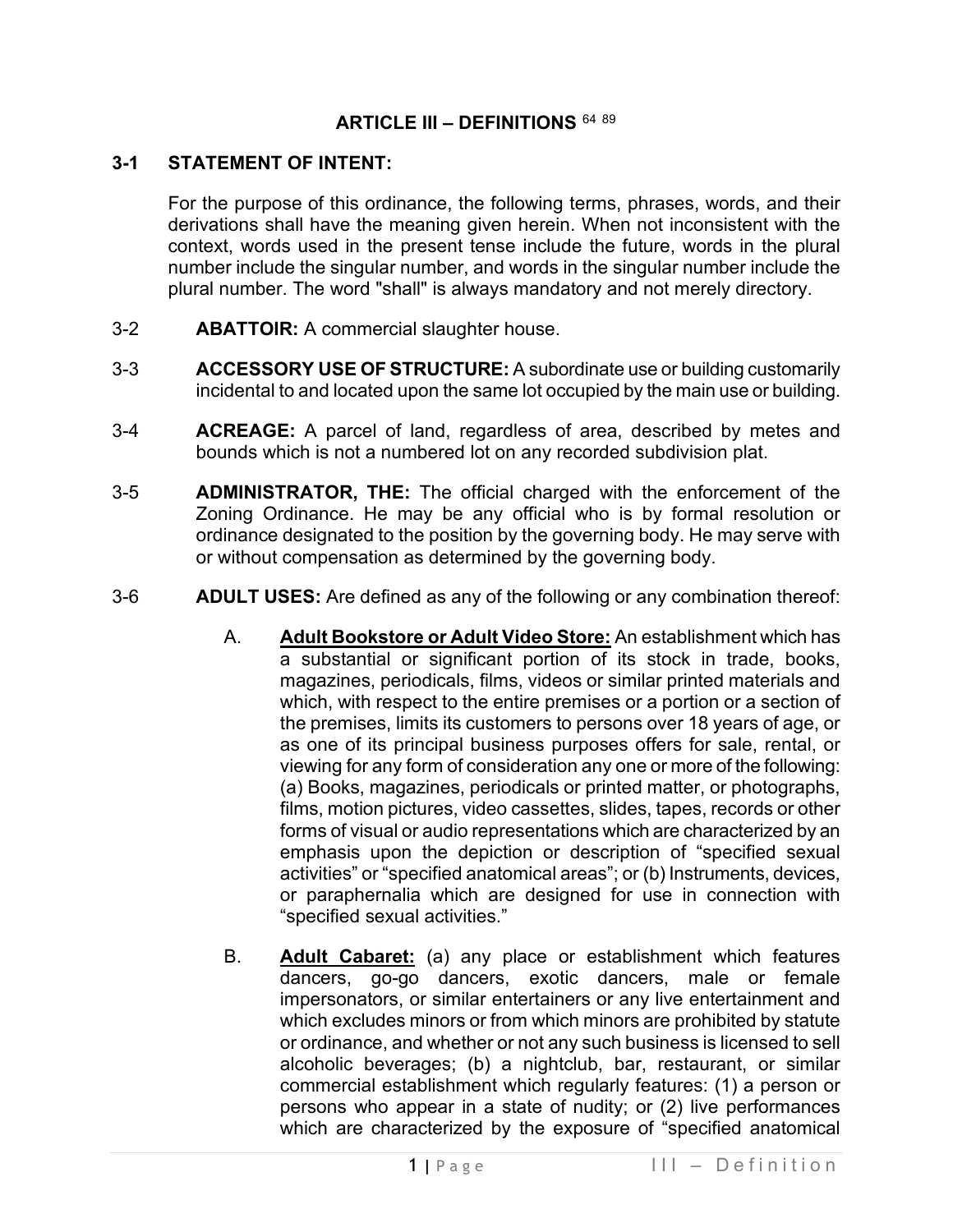# ARTICLE III – DEFINITIONS [64] [89]

## 3-1 STATEMENT OF INTENT:

For the purpose of this ordinance, the following terms, phrases, words, and their derivations shall have the meaning given herein. When not inconsistent with the context, words used in the present tense include the future, words in the plural number include the singular number, and words in the singular number include the plural number. The word "shall" is always mandatory and not merely directory.

3-2 **ABATTOIR:** A commercial slaughter house.

3-3 **ACCESSORY USE OF STRUCTURE:** A subordinate use or building customarily incidental to and located upon the same lot occupied by the main use or building.

3-4 **ACREAGE:** A parcel of land, regardless of area, described by metes and bounds which is not a numbered lot on any recorded subdivision plat.

3-5 **ADMINISTRATOR, THE:** The official charged with the enforcement of the Zoning Ordinance. He may be any official who is by formal resolution or ordinance designated to the position by the governing body. He may serve with or without compensation as determined by the governing body.

3-6 **ADULT USES:** Are defined as any of the following or any combination thereof:

A. **<u>Adult Bookstore or Adult Video Store:</u>** An establishment which has a substantial or significant portion of its stock in trade, books, magazines, periodicals, films, videos or similar printed materials and which, with respect to the entire premises or a portion or a section of the premises, limits its customers to persons over 18 years of age, or as one of its principal business purposes offers for sale, rental, or viewing for any form of consideration any one or more of the following: (a) Books, magazines, periodicals or printed matter, or photographs, films, motion pictures, video cassettes, slides, tapes, records or other forms of visual or audio representations which are characterized by an emphasis upon the depiction or description of "specified sexual activities" or "specified anatomical areas"; or (b) Instruments, devices, or paraphernalia which are designed for use in connection with "specified sexual activities."

B. **<u>Adult Cabaret:</u>** (a) any place or establishment which features dancers, go-go dancers, exotic dancers, male or female impersonators, or similar entertainers or any live entertainment and which excludes minors or from which minors are prohibited by statute or ordinance, and whether or not any such business is licensed to sell alcoholic beverages; (b) a nightclub, bar, restaurant, or similar commercial establishment which regularly features: (1) a person or persons who appear in a state of nudity; or (2) live performances which are characterized by the exposure of "specified anatomical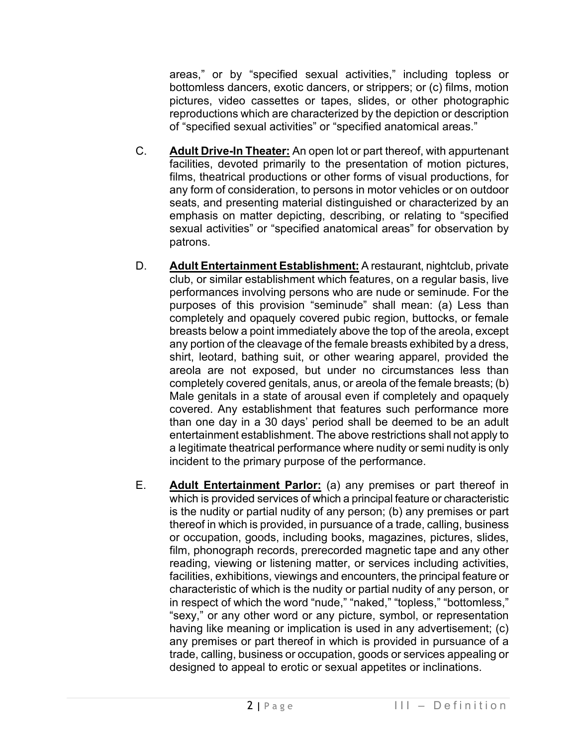areas," or by "specified sexual activities," including topless or bottomless dancers, exotic dancers, or strippers; or (c) films, motion pictures, video cassettes or tapes, slides, or other photographic reproductions which are characterized by the depiction or description of "specified sexual activities" or "specified anatomical areas."

C. **Adult Drive-In Theater:** An open lot or part thereof, with appurtenant facilities, devoted primarily to the presentation of motion pictures, films, theatrical productions or other forms of visual productions, for any form of consideration, to persons in motor vehicles or on outdoor seats, and presenting material distinguished or characterized by an emphasis on matter depicting, describing, or relating to "specified sexual activities" or "specified anatomical areas" for observation by patrons.

D. **Adult Entertainment Establishment:** A restaurant, nightclub, private club, or similar establishment which features, on a regular basis, live performances involving persons who are nude or seminude. For the purposes of this provision "seminude" shall mean: (a) Less than completely and opaquely covered pubic region, buttocks, or female breasts below a point immediately above the top of the areola, except any portion of the cleavage of the female breasts exhibited by a dress, shirt, leotard, bathing suit, or other wearing apparel, provided the areola are not exposed, but under no circumstances less than completely covered genitals, anus, or areola of the female breasts; (b) Male genitals in a state of arousal even if completely and opaquely covered. Any establishment that features such performance more than one day in a 30 days' period shall be deemed to be an adult entertainment establishment. The above restrictions shall not apply to a legitimate theatrical performance where nudity or semi nudity is only incident to the primary purpose of the performance.

E. **Adult Entertainment Parlor:** (a) any premises or part thereof in which is provided services of which a principal feature or characteristic is the nudity or partial nudity of any person; (b) any premises or part thereof in which is provided, in pursuance of a trade, calling, business or occupation, goods, including books, magazines, pictures, slides, film, phonograph records, prerecorded magnetic tape and any other reading, viewing or listening matter, or services including activities, facilities, exhibitions, viewings and encounters, the principal feature or characteristic of which is the nudity or partial nudity of any person, or in respect of which the word "nude," "naked," "topless," "bottomless," "sexy," or any other word or any picture, symbol, or representation having like meaning or implication is used in any advertisement; (c) any premises or part thereof in which is provided in pursuance of a trade, calling, business or occupation, goods or services appealing or designed to appeal to erotic or sexual appetites or inclinations.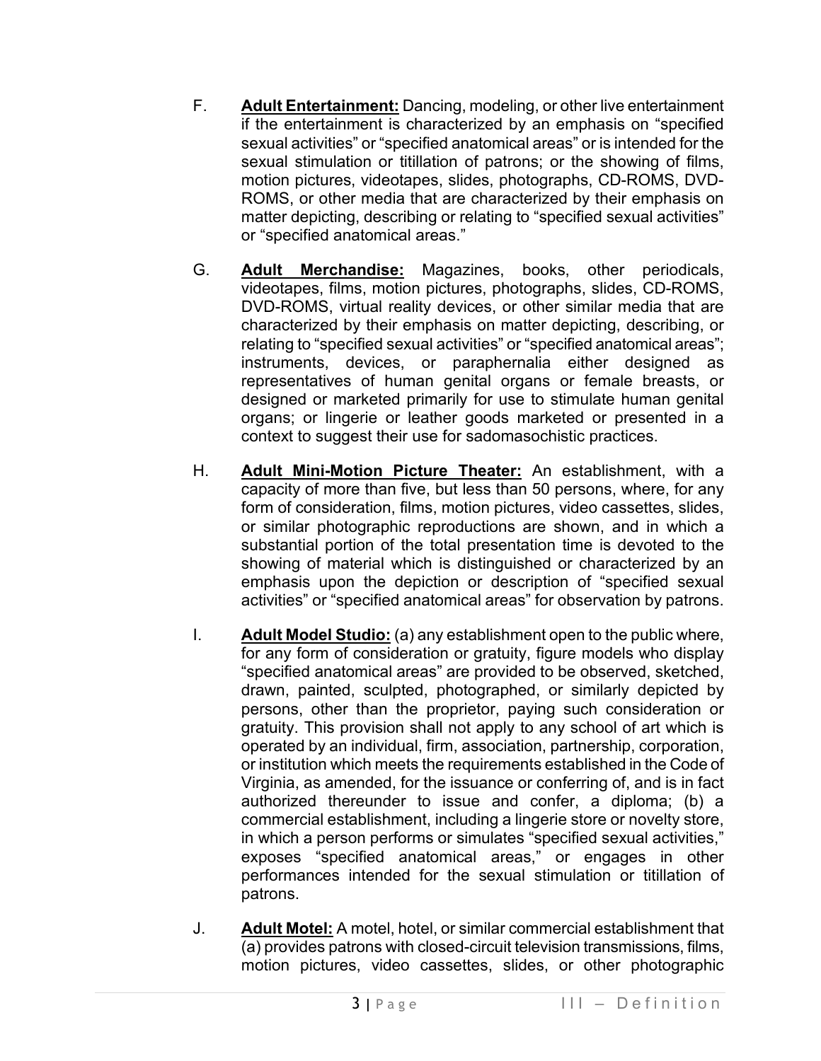F. **Adult Entertainment:** Dancing, modeling, or other live entertainment if the entertainment is characterized by an emphasis on "specified sexual activities" or "specified anatomical areas" or is intended for the sexual stimulation or titillation of patrons; or the showing of films, motion pictures, videotapes, slides, photographs, CD-ROMS, DVD-ROMS, or other media that are characterized by their emphasis on matter depicting, describing or relating to "specified sexual activities" or "specified anatomical areas."

G. **Adult Merchandise:** Magazines, books, other periodicals, videotapes, films, motion pictures, photographs, slides, CD-ROMS, DVD-ROMS, virtual reality devices, or other similar media that are characterized by their emphasis on matter depicting, describing, or relating to "specified sexual activities" or "specified anatomical areas"; instruments, devices, or paraphernalia either designed as representatives of human genital organs or female breasts, or designed or marketed primarily for use to stimulate human genital organs; or lingerie or leather goods marketed or presented in a context to suggest their use for sadomasochistic practices.

H. **Adult Mini-Motion Picture Theater:** An establishment, with a capacity of more than five, but less than 50 persons, where, for any form of consideration, films, motion pictures, video cassettes, slides, or similar photographic reproductions are shown, and in which a substantial portion of the total presentation time is devoted to the showing of material which is distinguished or characterized by an emphasis upon the depiction or description of "specified sexual activities" or "specified anatomical areas" for observation by patrons.

I. **Adult Model Studio:** (a) any establishment open to the public where, for any form of consideration or gratuity, figure models who display "specified anatomical areas" are provided to be observed, sketched, drawn, painted, sculpted, photographed, or similarly depicted by persons, other than the proprietor, paying such consideration or gratuity. This provision shall not apply to any school of art which is operated by an individual, firm, association, partnership, corporation, or institution which meets the requirements established in the Code of Virginia, as amended, for the issuance or conferring of, and is in fact authorized thereunder to issue and confer, a diploma; (b) a commercial establishment, including a lingerie store or novelty store, in which a person performs or simulates "specified sexual activities," exposes "specified anatomical areas," or engages in other performances intended for the sexual stimulation or titillation of patrons.

J. **Adult Motel:** A motel, hotel, or similar commercial establishment that (a) provides patrons with closed-circuit television transmissions, films, motion pictures, video cassettes, slides, or other photographic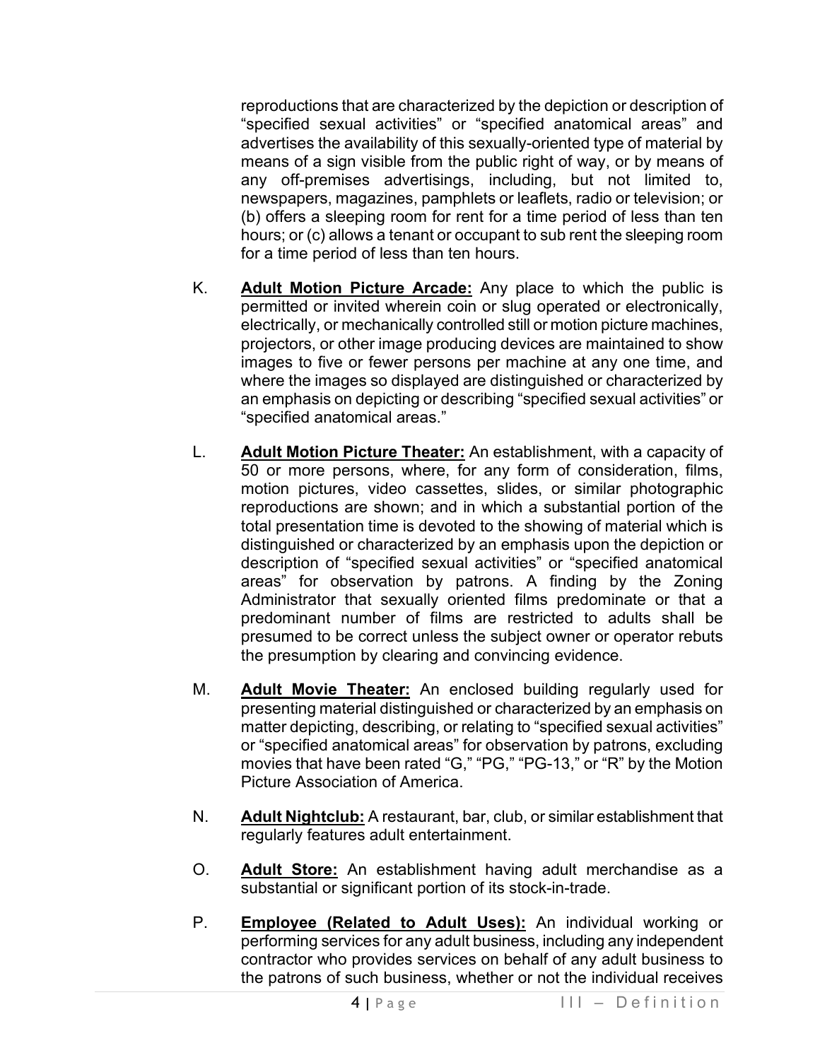reproductions that are characterized by the depiction or description of "specified sexual activities" or "specified anatomical areas" and advertises the availability of this sexually-oriented type of material by means of a sign visible from the public right of way, or by means of any off-premises advertisings, including, but not limited to, newspapers, magazines, pamphlets or leaflets, radio or television; or (b) offers a sleeping room for rent for a time period of less than ten hours; or (c) allows a tenant or occupant to sub rent the sleeping room for a time period of less than ten hours.

K. **Adult Motion Picture Arcade:** Any place to which the public is permitted or invited wherein coin or slug operated or electronically, electrically, or mechanically controlled still or motion picture machines, projectors, or other image producing devices are maintained to show images to five or fewer persons per machine at any one time, and where the images so displayed are distinguished or characterized by an emphasis on depicting or describing "specified sexual activities" or "specified anatomical areas."

L. **Adult Motion Picture Theater:** An establishment, with a capacity of 50 or more persons, where, for any form of consideration, films, motion pictures, video cassettes, slides, or similar photographic reproductions are shown; and in which a substantial portion of the total presentation time is devoted to the showing of material which is distinguished or characterized by an emphasis upon the depiction or description of "specified sexual activities" or "specified anatomical areas" for observation by patrons. A finding by the Zoning Administrator that sexually oriented films predominate or that a predominant number of films are restricted to adults shall be presumed to be correct unless the subject owner or operator rebuts the presumption by clearing and convincing evidence.

M. **Adult Movie Theater:** An enclosed building regularly used for presenting material distinguished or characterized by an emphasis on matter depicting, describing, or relating to "specified sexual activities" or "specified anatomical areas" for observation by patrons, excluding movies that have been rated "G," "PG," "PG-13," or "R" by the Motion Picture Association of America.

N. **Adult Nightclub:** A restaurant, bar, club, or similar establishment that regularly features adult entertainment.

O. **Adult Store:** An establishment having adult merchandise as a substantial or significant portion of its stock-in-trade.

P. **Employee (Related to Adult Uses):** An individual working or performing services for any adult business, including any independent contractor who provides services on behalf of any adult business to the patrons of such business, whether or not the individual receives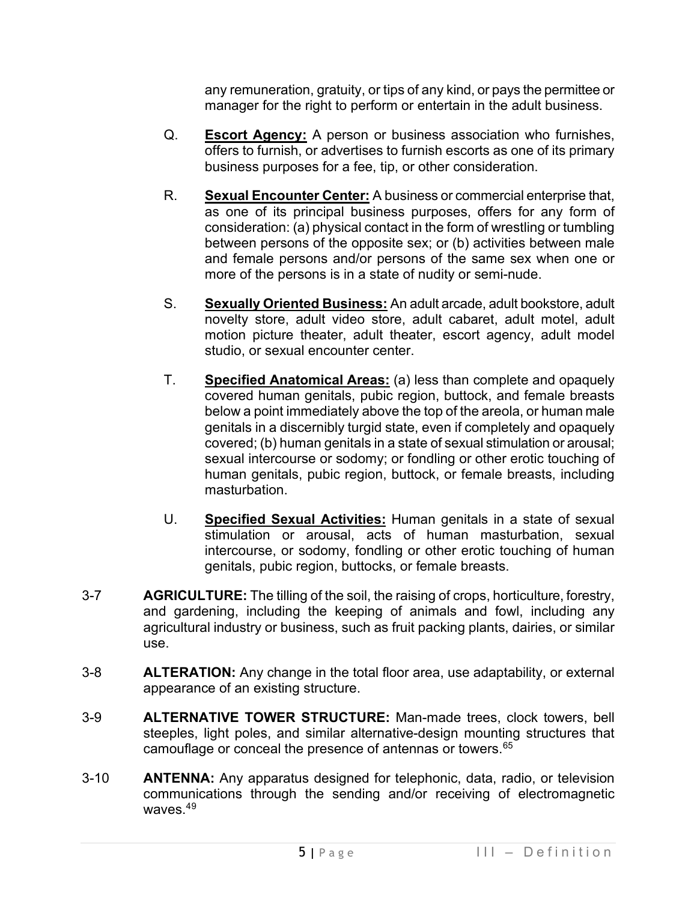any remuneration, gratuity, or tips of any kind, or pays the permittee or manager for the right to perform or entertain in the adult business.

Q. **Escort Agency:** A person or business association who furnishes, offers to furnish, or advertises to furnish escorts as one of its primary business purposes for a fee, tip, or other consideration.

R. **Sexual Encounter Center:** A business or commercial enterprise that, as one of its principal business purposes, offers for any form of consideration: (a) physical contact in the form of wrestling or tumbling between persons of the opposite sex; or (b) activities between male and female persons and/or persons of the same sex when one or more of the persons is in a state of nudity or semi-nude.

S. **Sexually Oriented Business:** An adult arcade, adult bookstore, adult novelty store, adult video store, adult cabaret, adult motel, adult motion picture theater, adult theater, escort agency, adult model studio, or sexual encounter center.

T. **Specified Anatomical Areas:** (a) less than complete and opaquely covered human genitals, pubic region, buttock, and female breasts below a point immediately above the top of the areola, or human male genitals in a discernibly turgid state, even if completely and opaquely covered; (b) human genitals in a state of sexual stimulation or arousal; sexual intercourse or sodomy; or fondling or other erotic touching of human genitals, pubic region, buttock, or female breasts, including masturbation.

U. **Specified Sexual Activities:** Human genitals in a state of sexual stimulation or arousal, acts of human masturbation, sexual intercourse, or sodomy, fondling or other erotic touching of human genitals, pubic region, buttocks, or female breasts.

3-7 **AGRICULTURE:** The tilling of the soil, the raising of crops, horticulture, forestry, and gardening, including the keeping of animals and fowl, including any agricultural industry or business, such as fruit packing plants, dairies, or similar use.

3-8 **ALTERATION:** Any change in the total floor area, use adaptability, or external appearance of an existing structure.

3-9 **ALTERNATIVE TOWER STRUCTURE:** Man-made trees, clock towers, bell steeples, light poles, and similar alternative-design mounting structures that camouflage or conceal the presence of antennas or towers.[65]

3-10 **ANTENNA:** Any apparatus designed for telephonic, data, radio, or television communications through the sending and/or receiving of electromagnetic waves.[49]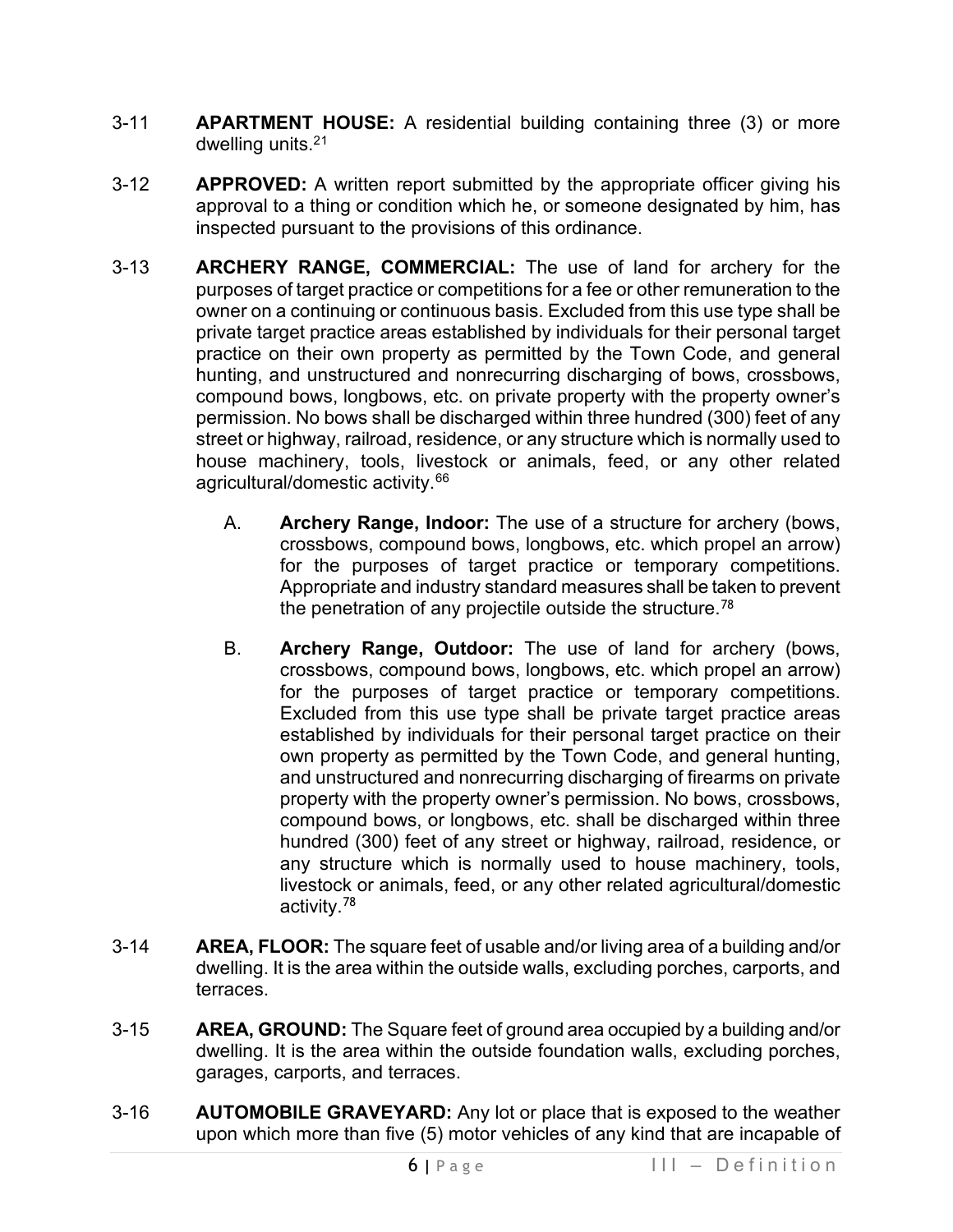3-11 **APARTMENT HOUSE:** A residential building containing three (3) or more dwelling units.[21]

3-12 **APPROVED:** A written report submitted by the appropriate officer giving his approval to a thing or condition which he, or someone designated by him, has inspected pursuant to the provisions of this ordinance.

3-13 **ARCHERY RANGE, COMMERCIAL:** The use of land for archery for the purposes of target practice or competitions for a fee or other remuneration to the owner on a continuing or continuous basis. Excluded from this use type shall be private target practice areas established by individuals for their personal target practice on their own property as permitted by the Town Code, and general hunting, and unstructured and nonrecurring discharging of bows, crossbows, compound bows, longbows, etc. on private property with the property owner's permission. No bows shall be discharged within three hundred (300) feet of any street or highway, railroad, residence, or any structure which is normally used to house machinery, tools, livestock or animals, feed, or any other related agricultural/domestic activity.[66]

A. **Archery Range, Indoor:** The use of a structure for archery (bows, crossbows, compound bows, longbows, etc. which propel an arrow) for the purposes of target practice or temporary competitions. Appropriate and industry standard measures shall be taken to prevent the penetration of any projectile outside the structure.[78]

B. **Archery Range, Outdoor:** The use of land for archery (bows, crossbows, compound bows, longbows, etc. which propel an arrow) for the purposes of target practice or temporary competitions. Excluded from this use type shall be private target practice areas established by individuals for their personal target practice on their own property as permitted by the Town Code, and general hunting, and unstructured and nonrecurring discharging of firearms on private property with the property owner's permission. No bows, crossbows, compound bows, or longbows, etc. shall be discharged within three hundred (300) feet of any street or highway, railroad, residence, or any structure which is normally used to house machinery, tools, livestock or animals, feed, or any other related agricultural/domestic activity.[78]

3-14 **AREA, FLOOR:** The square feet of usable and/or living area of a building and/or dwelling. It is the area within the outside walls, excluding porches, carports, and terraces.

3-15 **AREA, GROUND:** The Square feet of ground area occupied by a building and/or dwelling. It is the area within the outside foundation walls, excluding porches, garages, carports, and terraces.

3-16 **AUTOMOBILE GRAVEYARD:** Any lot or place that is exposed to the weather upon which more than five (5) motor vehicles of any kind that are incapable of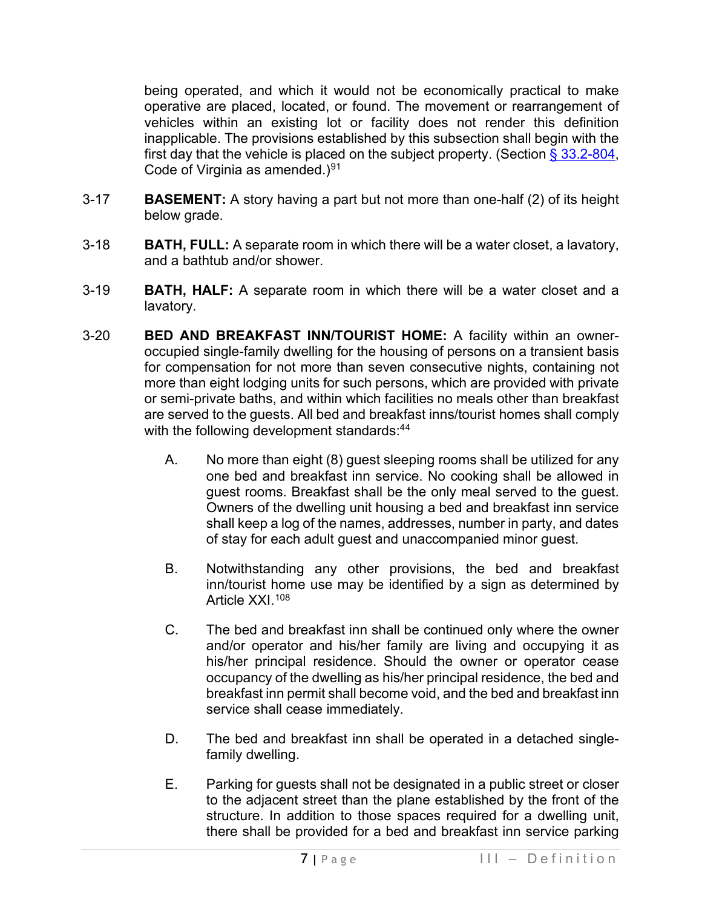being operated, and which it would not be economically practical to make operative are placed, located, or found. The movement or rearrangement of vehicles within an existing lot or facility does not render this definition inapplicable. The provisions established by this subsection shall begin with the first day that the vehicle is placed on the subject property. (Section § 33.2-804, Code of Virginia as amended.)[91]

3-17 **BASEMENT:** A story having a part but not more than one-half (2) of its height below grade.

3-18 **BATH, FULL:** A separate room in which there will be a water closet, a lavatory, and a bathtub and/or shower.

3-19 **BATH, HALF:** A separate room in which there will be a water closet and a lavatory.

3-20 **BED AND BREAKFAST INN/TOURIST HOME:** A facility within an owner-occupied single-family dwelling for the housing of persons on a transient basis for compensation for not more than seven consecutive nights, containing not more than eight lodging units for such persons, which are provided with private or semi-private baths, and within which facilities no meals other than breakfast are served to the guests. All bed and breakfast inns/tourist homes shall comply with the following development standards:[44]

A. No more than eight (8) guest sleeping rooms shall be utilized for any one bed and breakfast inn service. No cooking shall be allowed in guest rooms. Breakfast shall be the only meal served to the guest. Owners of the dwelling unit housing a bed and breakfast inn service shall keep a log of the names, addresses, number in party, and dates of stay for each adult guest and unaccompanied minor guest.

B. Notwithstanding any other provisions, the bed and breakfast inn/tourist home use may be identified by a sign as determined by Article XXI.[108]

C. The bed and breakfast inn shall be continued only where the owner and/or operator and his/her family are living and occupying it as his/her principal residence. Should the owner or operator cease occupancy of the dwelling as his/her principal residence, the bed and breakfast inn permit shall become void, and the bed and breakfast inn service shall cease immediately.

D. The bed and breakfast inn shall be operated in a detached single-family dwelling.

E. Parking for guests shall not be designated in a public street or closer to the adjacent street than the plane established by the front of the structure. In addition to those spaces required for a dwelling unit, there shall be provided for a bed and breakfast inn service parking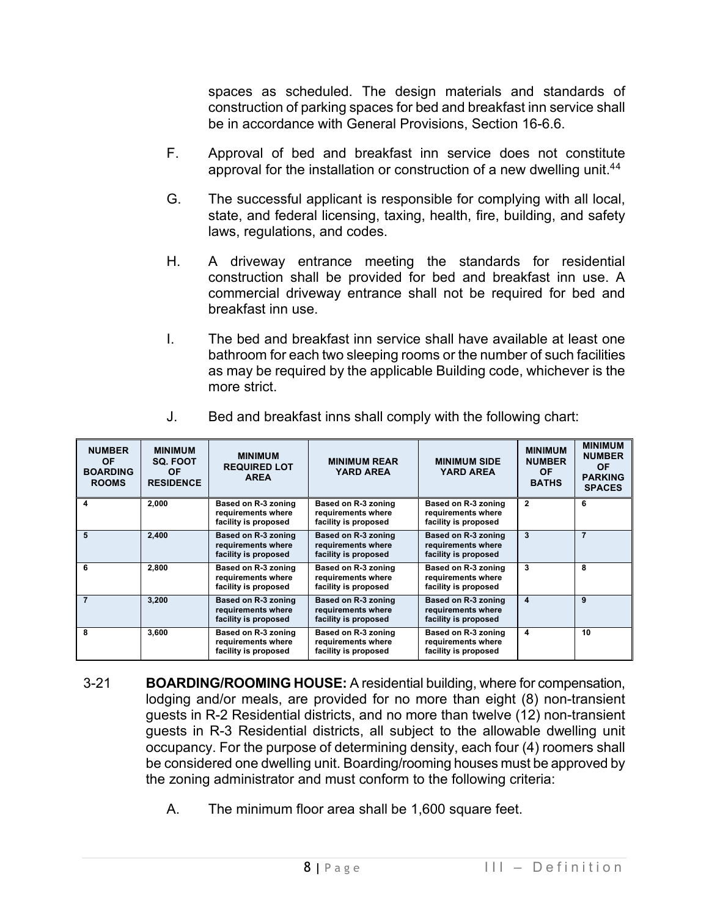spaces as scheduled. The design materials and standards of construction of parking spaces for bed and breakfast inn service shall be in accordance with General Provisions, Section 16-6.6.

F. Approval of bed and breakfast inn service does not constitute approval for the installation or construction of a new dwelling unit.[44]

G. The successful applicant is responsible for complying with all local, state, and federal licensing, taxing, health, fire, building, and safety laws, regulations, and codes.

H. A driveway entrance meeting the standards for residential construction shall be provided for bed and breakfast inn use. A commercial driveway entrance shall not be required for bed and breakfast inn use.

I. The bed and breakfast inn service shall have available at least one bathroom for each two sleeping rooms or the number of such facilities as may be required by the applicable Building code, whichever is the more strict.

J. Bed and breakfast inns shall comply with the following chart:

| NUMBER OF BOARDING ROOMS | MINIMUM SQ. FOOT OF RESIDENCE | MINIMUM REQUIRED LOT AREA | MINIMUM REAR YARD AREA | MINIMUM SIDE YARD AREA | MINIMUM NUMBER OF BATHS | MINIMUM NUMBER OF PARKING SPACES |
|---|---|---|---|---|---|---|
| 4 | 2,000 | Based on R-3 zoning requirements where facility is proposed | Based on R-3 zoning requirements where facility is proposed | Based on R-3 zoning requirements where facility is proposed | 2 | 6 |
| 5 | 2,400 | Based on R-3 zoning requirements where facility is proposed | Based on R-3 zoning requirements where facility is proposed | Based on R-3 zoning requirements where facility is proposed | 3 | 7 |
| 6 | 2,800 | Based on R-3 zoning requirements where facility is proposed | Based on R-3 zoning requirements where facility is proposed | Based on R-3 zoning requirements where facility is proposed | 3 | 8 |
| 7 | 3,200 | Based on R-3 zoning requirements where facility is proposed | Based on R-3 zoning requirements where facility is proposed | Based on R-3 zoning requirements where facility is proposed | 4 | 9 |
| 8 | 3,600 | Based on R-3 zoning requirements where facility is proposed | Based on R-3 zoning requirements where facility is proposed | Based on R-3 zoning requirements where facility is proposed | 4 | 10 |

3-21 **BOARDING/ROOMING HOUSE:** A residential building, where for compensation, lodging and/or meals, are provided for no more than eight (8) non-transient guests in R-2 Residential districts, and no more than twelve (12) non-transient guests in R-3 Residential districts, all subject to the allowable dwelling unit occupancy. For the purpose of determining density, each four (4) roomers shall be considered one dwelling unit. Boarding/rooming houses must be approved by the zoning administrator and must conform to the following criteria:

A. The minimum floor area shall be 1,600 square feet.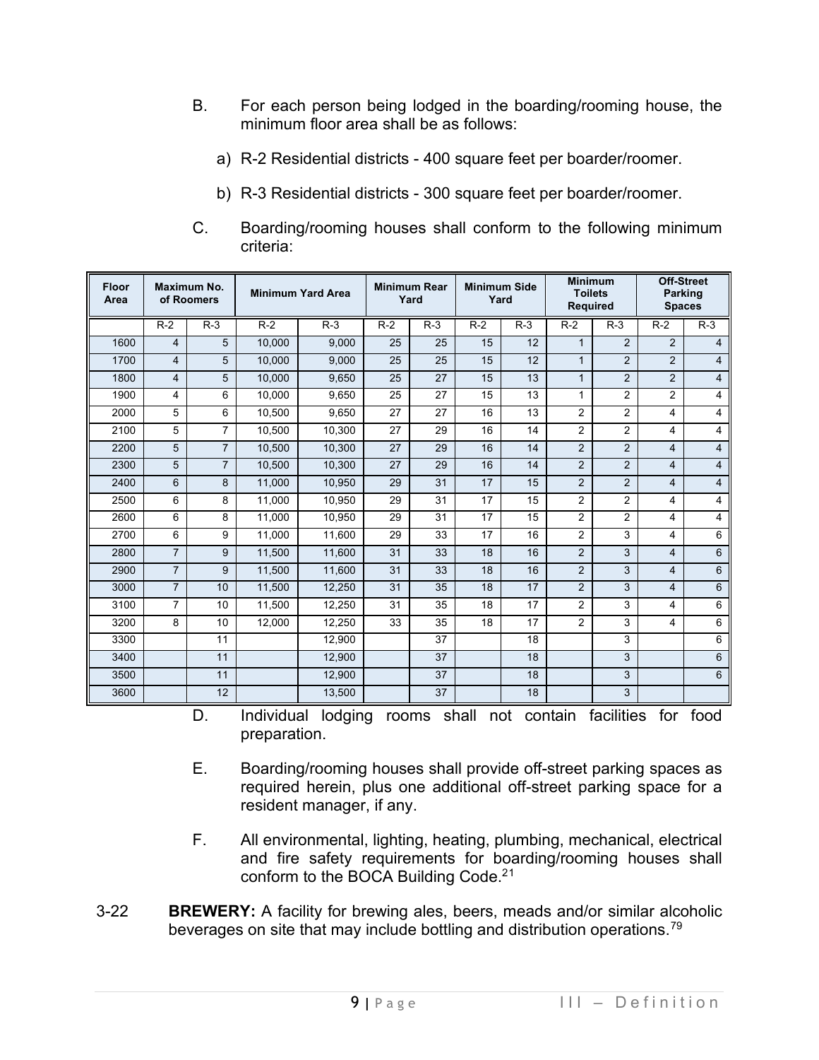B. For each person being lodged in the boarding/rooming house, the minimum floor area shall be as follows:

a) R-2 Residential districts - 400 square feet per boarder/roomer.

b) R-3 Residential districts - 300 square feet per boarder/roomer.

C. Boarding/rooming houses shall conform to the following minimum criteria:

| Floor Area | Maximum No. of Roomers | | Minimum Yard Area | | Minimum Rear Yard | | Minimum Side Yard | | Minimum Toilets Required | | Off-Street Parking Spaces | |
|---|---|---|---|---|---|---|---|---|---|---|---|---|
| | R-2 | R-3 | R-2 | R-3 | R-2 | R-3 | R-2 | R-3 | R-2 | R-3 | R-2 | R-3 |
| 1600 | 4 | 5 | 10,000 | 9,000 | 25 | 25 | 15 | 12 | 1 | 2 | 2 | 4 |
| 1700 | 4 | 5 | 10,000 | 9,000 | 25 | 25 | 15 | 12 | 1 | 2 | 2 | 4 |
| 1800 | 4 | 5 | 10,000 | 9,650 | 25 | 27 | 15 | 13 | 1 | 2 | 2 | 4 |
| 1900 | 4 | 6 | 10,000 | 9,650 | 25 | 27 | 15 | 13 | 1 | 2 | 2 | 4 |
| 2000 | 5 | 6 | 10,500 | 9,650 | 27 | 27 | 16 | 13 | 2 | 2 | 4 | 4 |
| 2100 | 5 | 7 | 10,500 | 10,300 | 27 | 29 | 16 | 14 | 2 | 2 | 4 | 4 |
| 2200 | 5 | 7 | 10,500 | 10,300 | 27 | 29 | 16 | 14 | 2 | 2 | 4 | 4 |
| 2300 | 5 | 7 | 10,500 | 10,300 | 27 | 29 | 16 | 14 | 2 | 2 | 4 | 4 |
| 2400 | 6 | 8 | 11,000 | 10,950 | 29 | 31 | 17 | 15 | 2 | 2 | 4 | 4 |
| 2500 | 6 | 8 | 11,000 | 10,950 | 29 | 31 | 17 | 15 | 2 | 2 | 4 | 4 |
| 2600 | 6 | 8 | 11,000 | 10,950 | 29 | 31 | 17 | 15 | 2 | 2 | 4 | 4 |
| 2700 | 6 | 9 | 11,000 | 11,600 | 29 | 33 | 17 | 16 | 2 | 3 | 4 | 6 |
| 2800 | 7 | 9 | 11,500 | 11,600 | 31 | 33 | 18 | 16 | 2 | 3 | 4 | 6 |
| 2900 | 7 | 9 | 11,500 | 11,600 | 31 | 33 | 18 | 16 | 2 | 3 | 4 | 6 |
| 3000 | 7 | 10 | 11,500 | 12,250 | 31 | 35 | 18 | 17 | 2 | 3 | 4 | 6 |
| 3100 | 7 | 10 | 11,500 | 12,250 | 31 | 35 | 18 | 17 | 2 | 3 | 4 | 6 |
| 3200 | 8 | 10 | 12,000 | 12,250 | 33 | 35 | 18 | 17 | 2 | 3 | 4 | 6 |
| 3300 | | 11 | | 12,900 | | 37 | | 18 | | 3 | | 6 |
| 3400 | | 11 | | 12,900 | | 37 | | 18 | | 3 | | 6 |
| 3500 | | 11 | | 12,900 | | 37 | | 18 | | 3 | | 6 |
| 3600 | | 12 | | 13,500 | | 37 | | 18 | | 3 | | |

D. Individual lodging rooms shall not contain facilities for food preparation.

E. Boarding/rooming houses shall provide off-street parking spaces as required herein, plus one additional off-street parking space for a resident manager, if any.

F. All environmental, lighting, heating, plumbing, mechanical, electrical and fire safety requirements for boarding/rooming houses shall conform to the BOCA Building Code.[21]

3-22 **BREWERY:** A facility for brewing ales, beers, meads and/or similar alcoholic beverages on site that may include bottling and distribution operations.[79]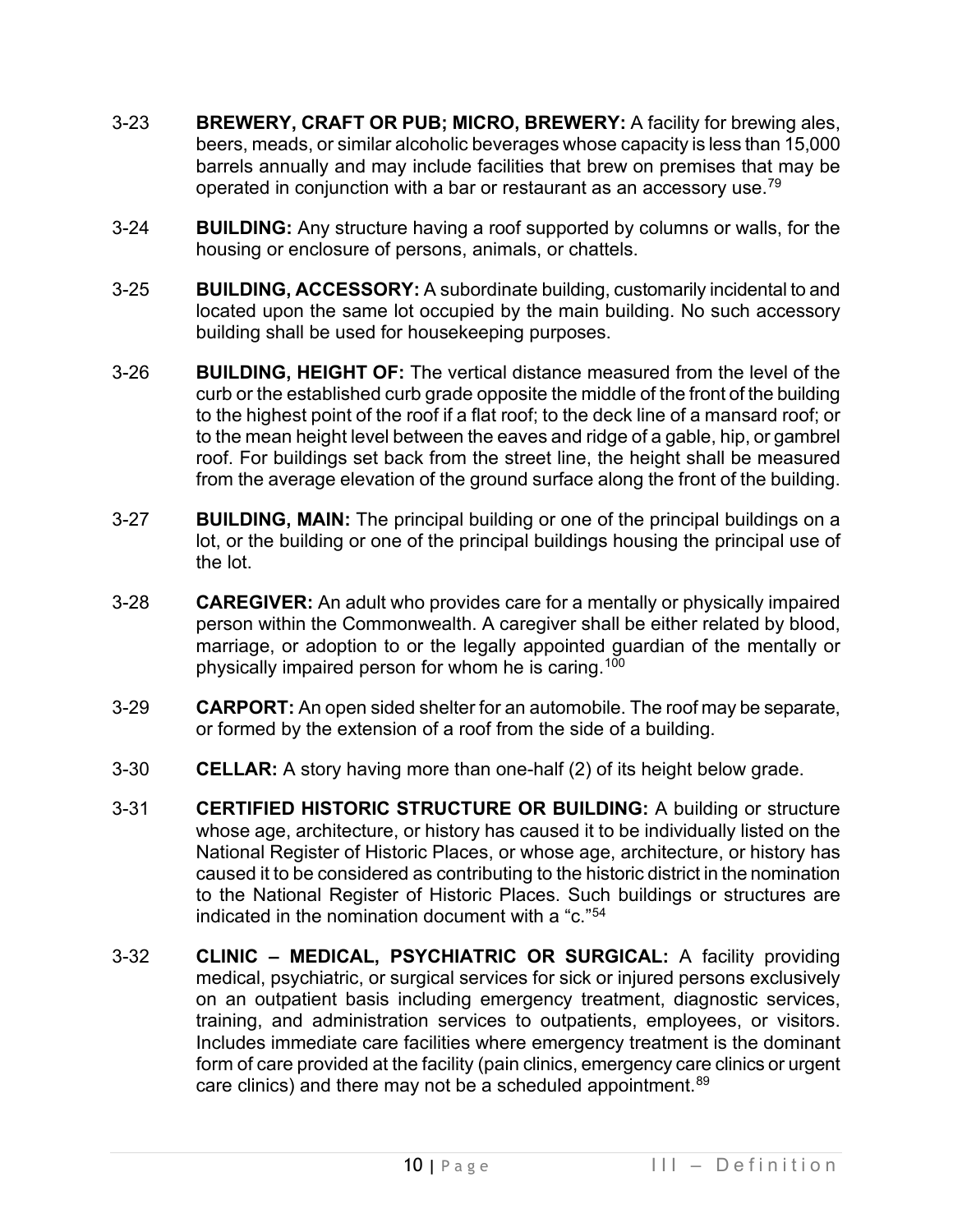3-23 **BREWERY, CRAFT OR PUB; MICRO, BREWERY:** A facility for brewing ales, beers, meads, or similar alcoholic beverages whose capacity is less than 15,000 barrels annually and may include facilities that brew on premises that may be operated in conjunction with a bar or restaurant as an accessory use.[79]

3-24 **BUILDING:** Any structure having a roof supported by columns or walls, for the housing or enclosure of persons, animals, or chattels.

3-25 **BUILDING, ACCESSORY:** A subordinate building, customarily incidental to and located upon the same lot occupied by the main building. No such accessory building shall be used for housekeeping purposes.

3-26 **BUILDING, HEIGHT OF:** The vertical distance measured from the level of the curb or the established curb grade opposite the middle of the front of the building to the highest point of the roof if a flat roof; to the deck line of a mansard roof; or to the mean height level between the eaves and ridge of a gable, hip, or gambrel roof. For buildings set back from the street line, the height shall be measured from the average elevation of the ground surface along the front of the building.

3-27 **BUILDING, MAIN:** The principal building or one of the principal buildings on a lot, or the building or one of the principal buildings housing the principal use of the lot.

3-28 **CAREGIVER:** An adult who provides care for a mentally or physically impaired person within the Commonwealth. A caregiver shall be either related by blood, marriage, or adoption to or the legally appointed guardian of the mentally or physically impaired person for whom he is caring.[100]

3-29 **CARPORT:** An open sided shelter for an automobile. The roof may be separate, or formed by the extension of a roof from the side of a building.

3-30 **CELLAR:** A story having more than one-half (2) of its height below grade.

3-31 **CERTIFIED HISTORIC STRUCTURE OR BUILDING:** A building or structure whose age, architecture, or history has caused it to be individually listed on the National Register of Historic Places, or whose age, architecture, or history has caused it to be considered as contributing to the historic district in the nomination to the National Register of Historic Places. Such buildings or structures are indicated in the nomination document with a "c."[54]

3-32 **CLINIC – MEDICAL, PSYCHIATRIC OR SURGICAL:** A facility providing medical, psychiatric, or surgical services for sick or injured persons exclusively on an outpatient basis including emergency treatment, diagnostic services, training, and administration services to outpatients, employees, or visitors. Includes immediate care facilities where emergency treatment is the dominant form of care provided at the facility (pain clinics, emergency care clinics or urgent care clinics) and there may not be a scheduled appointment.[89]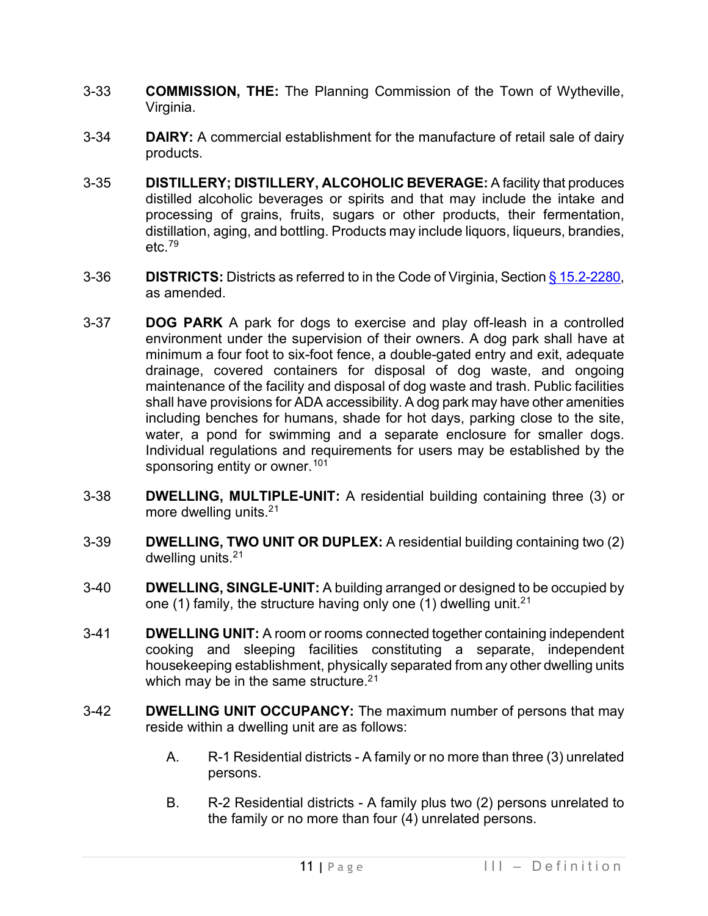3-33 **COMMISSION, THE:** The Planning Commission of the Town of Wytheville, Virginia.

3-34 **DAIRY:** A commercial establishment for the manufacture of retail sale of dairy products.

3-35 **DISTILLERY; DISTILLERY, ALCOHOLIC BEVERAGE:** A facility that produces distilled alcoholic beverages or spirits and that may include the intake and processing of grains, fruits, sugars or other products, their fermentation, distillation, aging, and bottling. Products may include liquors, liqueurs, brandies, etc.[79]

3-36 **DISTRICTS:** Districts as referred to in the Code of Virginia, Section § 15.2-2280, as amended.

3-37 **DOG PARK** A park for dogs to exercise and play off-leash in a controlled environment under the supervision of their owners. A dog park shall have at minimum a four foot to six-foot fence, a double-gated entry and exit, adequate drainage, covered containers for disposal of dog waste, and ongoing maintenance of the facility and disposal of dog waste and trash. Public facilities shall have provisions for ADA accessibility. A dog park may have other amenities including benches for humans, shade for hot days, parking close to the site, water, a pond for swimming and a separate enclosure for smaller dogs. Individual regulations and requirements for users may be established by the sponsoring entity or owner.[101]

3-38 **DWELLING, MULTIPLE-UNIT:** A residential building containing three (3) or more dwelling units.[21]

3-39 **DWELLING, TWO UNIT OR DUPLEX:** A residential building containing two (2) dwelling units.[21]

3-40 **DWELLING, SINGLE-UNIT:** A building arranged or designed to be occupied by one (1) family, the structure having only one (1) dwelling unit.[21]

3-41 **DWELLING UNIT:** A room or rooms connected together containing independent cooking and sleeping facilities constituting a separate, independent housekeeping establishment, physically separated from any other dwelling units which may be in the same structure.[21]

3-42 **DWELLING UNIT OCCUPANCY:** The maximum number of persons that may reside within a dwelling unit are as follows:

A. R-1 Residential districts - A family or no more than three (3) unrelated persons.

B. R-2 Residential districts - A family plus two (2) persons unrelated to the family or no more than four (4) unrelated persons.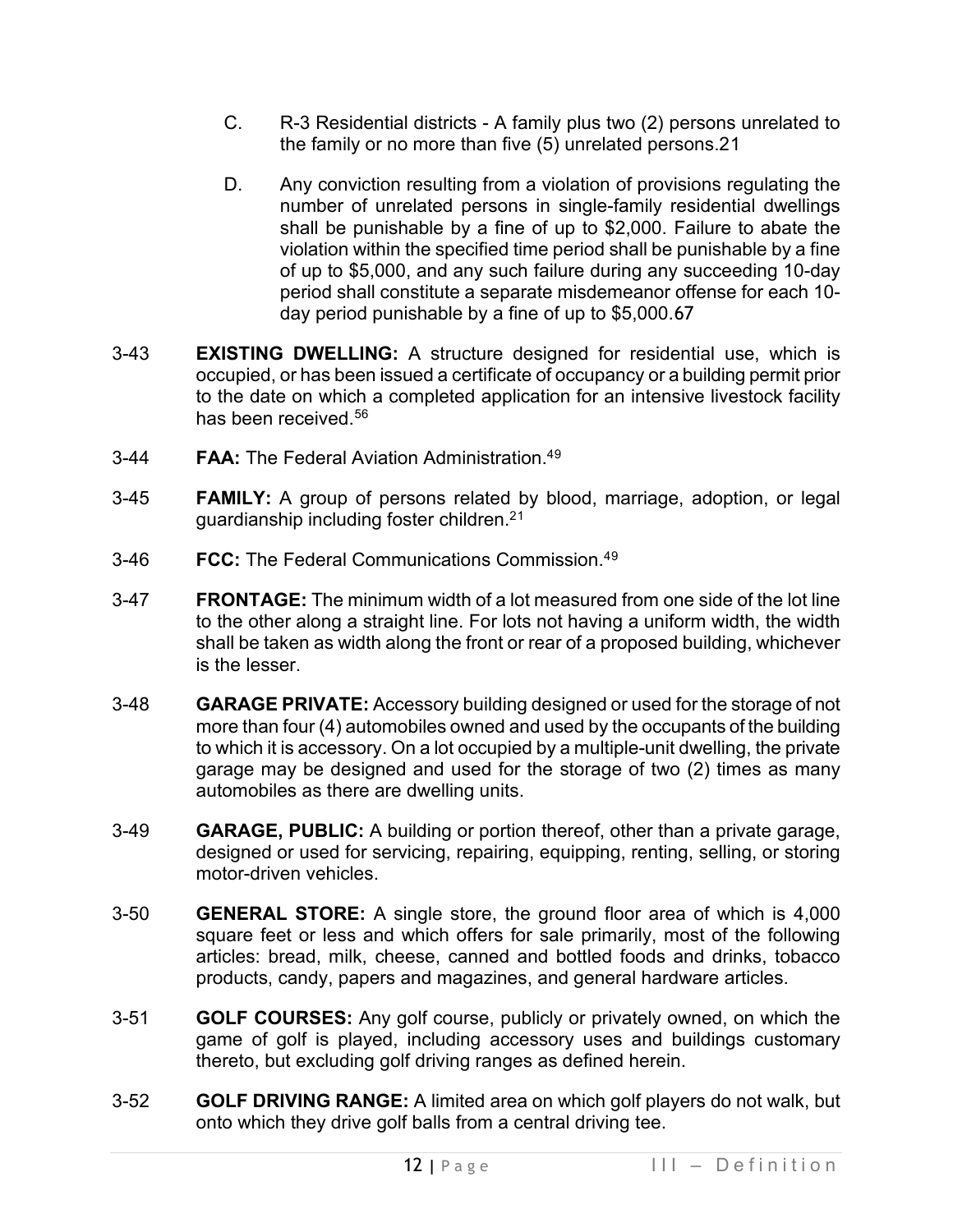C. R-3 Residential districts - A family plus two (2) persons unrelated to the family or no more than five (5) unrelated persons.21

D. Any conviction resulting from a violation of provisions regulating the number of unrelated persons in single-family residential dwellings shall be punishable by a fine of up to $2,000. Failure to abate the violation within the specified time period shall be punishable by a fine of up to $5,000, and any such failure during any succeeding 10-day period shall constitute a separate misdemeanor offense for each 10-day period punishable by a fine of up to $5,000.67

3-43 **EXISTING DWELLING:** A structure designed for residential use, which is occupied, or has been issued a certificate of occupancy or a building permit prior to the date on which a completed application for an intensive livestock facility has been received.[56]

3-44 **FAA:** The Federal Aviation Administration.[49]

3-45 **FAMILY:** A group of persons related by blood, marriage, adoption, or legal guardianship including foster children.[21]

3-46 **FCC:** The Federal Communications Commission.[49]

3-47 **FRONTAGE:** The minimum width of a lot measured from one side of the lot line to the other along a straight line. For lots not having a uniform width, the width shall be taken as width along the front or rear of a proposed building, whichever is the lesser.

3-48 **GARAGE PRIVATE:** Accessory building designed or used for the storage of not more than four (4) automobiles owned and used by the occupants of the building to which it is accessory. On a lot occupied by a multiple-unit dwelling, the private garage may be designed and used for the storage of two (2) times as many automobiles as there are dwelling units.

3-49 **GARAGE, PUBLIC:** A building or portion thereof, other than a private garage, designed or used for servicing, repairing, equipping, renting, selling, or storing motor-driven vehicles.

3-50 **GENERAL STORE:** A single store, the ground floor area of which is 4,000 square feet or less and which offers for sale primarily, most of the following articles: bread, milk, cheese, canned and bottled foods and drinks, tobacco products, candy, papers and magazines, and general hardware articles.

3-51 **GOLF COURSES:** Any golf course, publicly or privately owned, on which the game of golf is played, including accessory uses and buildings customary thereto, but excluding golf driving ranges as defined herein.

3-52 **GOLF DRIVING RANGE:** A limited area on which golf players do not walk, but onto which they drive golf balls from a central driving tee.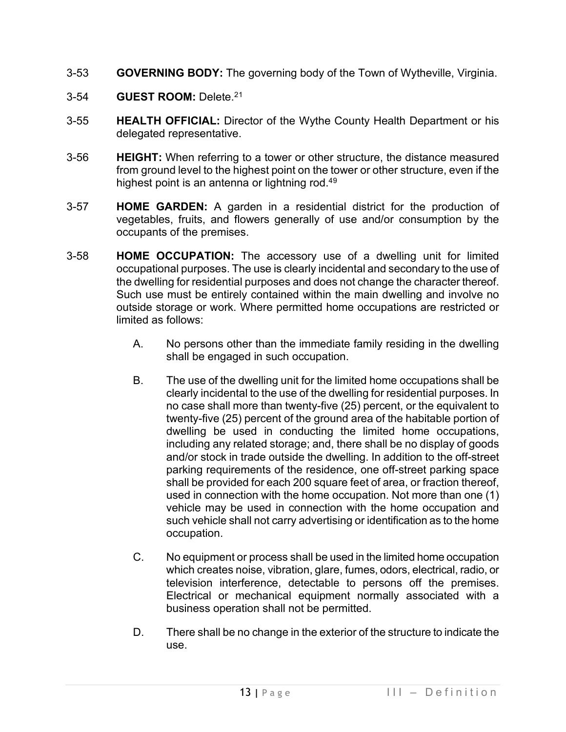3-53 **GOVERNING BODY:** The governing body of the Town of Wytheville, Virginia.

3-54 **GUEST ROOM:** Delete.[21]

3-55 **HEALTH OFFICIAL:** Director of the Wythe County Health Department or his delegated representative.

3-56 **HEIGHT:** When referring to a tower or other structure, the distance measured from ground level to the highest point on the tower or other structure, even if the highest point is an antenna or lightning rod.[49]

3-57 **HOME GARDEN:** A garden in a residential district for the production of vegetables, fruits, and flowers generally of use and/or consumption by the occupants of the premises.

3-58 **HOME OCCUPATION:** The accessory use of a dwelling unit for limited occupational purposes. The use is clearly incidental and secondary to the use of the dwelling for residential purposes and does not change the character thereof. Such use must be entirely contained within the main dwelling and involve no outside storage or work. Where permitted home occupations are restricted or limited as follows:

A. No persons other than the immediate family residing in the dwelling shall be engaged in such occupation.

B. The use of the dwelling unit for the limited home occupations shall be clearly incidental to the use of the dwelling for residential purposes. In no case shall more than twenty-five (25) percent, or the equivalent to twenty-five (25) percent of the ground area of the habitable portion of dwelling be used in conducting the limited home occupations, including any related storage; and, there shall be no display of goods and/or stock in trade outside the dwelling. In addition to the off-street parking requirements of the residence, one off-street parking space shall be provided for each 200 square feet of area, or fraction thereof, used in connection with the home occupation. Not more than one (1) vehicle may be used in connection with the home occupation and such vehicle shall not carry advertising or identification as to the home occupation.

C. No equipment or process shall be used in the limited home occupation which creates noise, vibration, glare, fumes, odors, electrical, radio, or television interference, detectable to persons off the premises. Electrical or mechanical equipment normally associated with a business operation shall not be permitted.

D. There shall be no change in the exterior of the structure to indicate the use.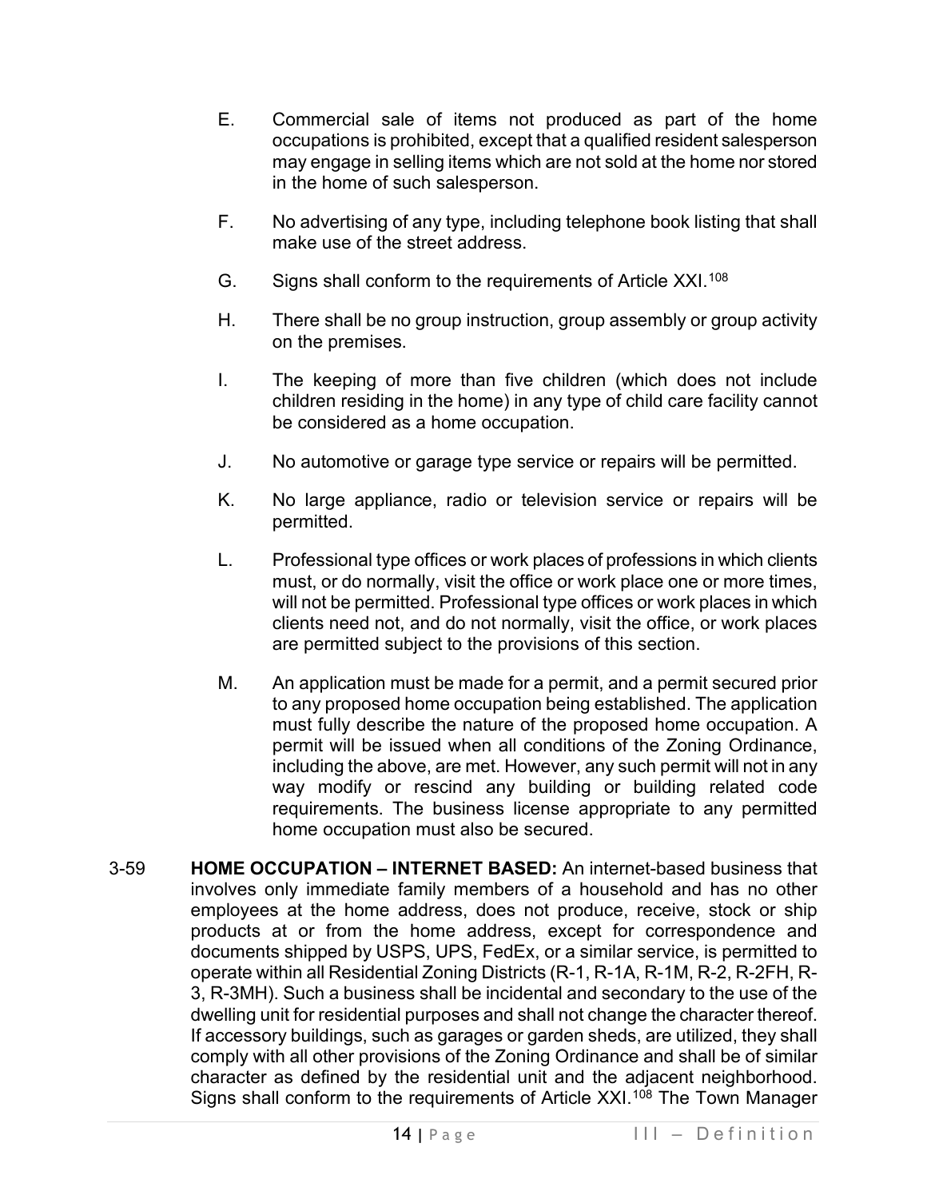E. Commercial sale of items not produced as part of the home occupations is prohibited, except that a qualified resident salesperson may engage in selling items which are not sold at the home nor stored in the home of such salesperson.

F. No advertising of any type, including telephone book listing that shall make use of the street address.

G. Signs shall conform to the requirements of Article XXI.[108]

H. There shall be no group instruction, group assembly or group activity on the premises.

I. The keeping of more than five children (which does not include children residing in the home) in any type of child care facility cannot be considered as a home occupation.

J. No automotive or garage type service or repairs will be permitted.

K. No large appliance, radio or television service or repairs will be permitted.

L. Professional type offices or work places of professions in which clients must, or do normally, visit the office or work place one or more times, will not be permitted. Professional type offices or work places in which clients need not, and do not normally, visit the office, or work places are permitted subject to the provisions of this section.

M. An application must be made for a permit, and a permit secured prior to any proposed home occupation being established. The application must fully describe the nature of the proposed home occupation. A permit will be issued when all conditions of the Zoning Ordinance, including the above, are met. However, any such permit will not in any way modify or rescind any building or building related code requirements. The business license appropriate to any permitted home occupation must also be secured.

3-59 **HOME OCCUPATION – INTERNET BASED:** An internet-based business that involves only immediate family members of a household and has no other employees at the home address, does not produce, receive, stock or ship products at or from the home address, except for correspondence and documents shipped by USPS, UPS, FedEx, or a similar service, is permitted to operate within all Residential Zoning Districts (R-1, R-1A, R-1M, R-2, R-2FH, R-3, R-3MH). Such a business shall be incidental and secondary to the use of the dwelling unit for residential purposes and shall not change the character thereof. If accessory buildings, such as garages or garden sheds, are utilized, they shall comply with all other provisions of the Zoning Ordinance and shall be of similar character as defined by the residential unit and the adjacent neighborhood. Signs shall conform to the requirements of Article XXI.[108] The Town Manager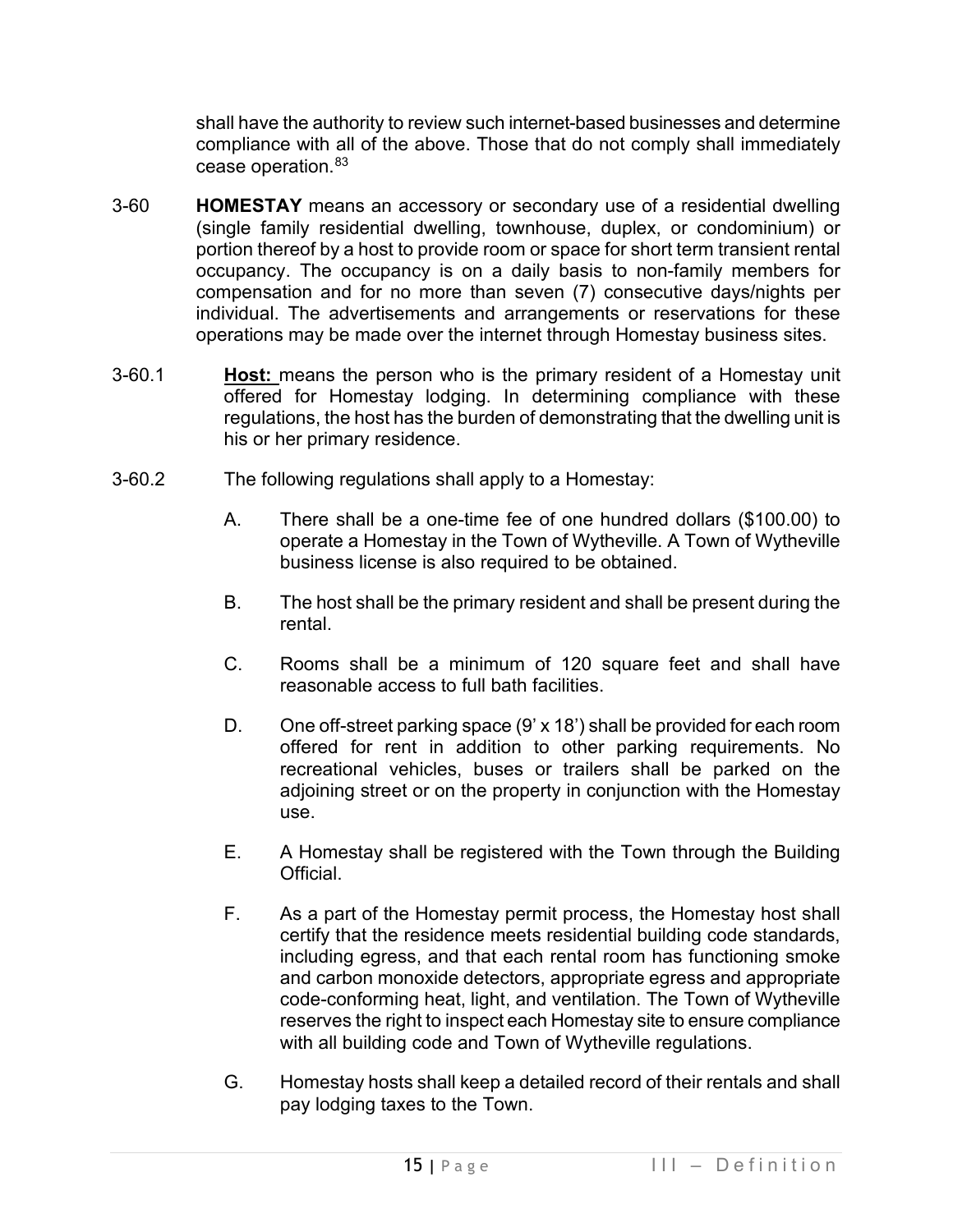shall have the authority to review such internet-based businesses and determine compliance with all of the above. Those that do not comply shall immediately cease operation.[83]

3-60 **HOMESTAY** means an accessory or secondary use of a residential dwelling (single family residential dwelling, townhouse, duplex, or condominium) or portion thereof by a host to provide room or space for short term transient rental occupancy. The occupancy is on a daily basis to non-family members for compensation and for no more than seven (7) consecutive days/nights per individual. The advertisements and arrangements or reservations for these operations may be made over the internet through Homestay business sites.

3-60.1 **Host:** means the person who is the primary resident of a Homestay unit offered for Homestay lodging. In determining compliance with these regulations, the host has the burden of demonstrating that the dwelling unit is his or her primary residence.

3-60.2 The following regulations shall apply to a Homestay:

A. There shall be a one-time fee of one hundred dollars ($100.00) to operate a Homestay in the Town of Wytheville. A Town of Wytheville business license is also required to be obtained.

B. The host shall be the primary resident and shall be present during the rental.

C. Rooms shall be a minimum of 120 square feet and shall have reasonable access to full bath facilities.

D. One off-street parking space (9' x 18') shall be provided for each room offered for rent in addition to other parking requirements. No recreational vehicles, buses or trailers shall be parked on the adjoining street or on the property in conjunction with the Homestay use.

E. A Homestay shall be registered with the Town through the Building Official.

F. As a part of the Homestay permit process, the Homestay host shall certify that the residence meets residential building code standards, including egress, and that each rental room has functioning smoke and carbon monoxide detectors, appropriate egress and appropriate code-conforming heat, light, and ventilation. The Town of Wytheville reserves the right to inspect each Homestay site to ensure compliance with all building code and Town of Wytheville regulations.

G. Homestay hosts shall keep a detailed record of their rentals and shall pay lodging taxes to the Town.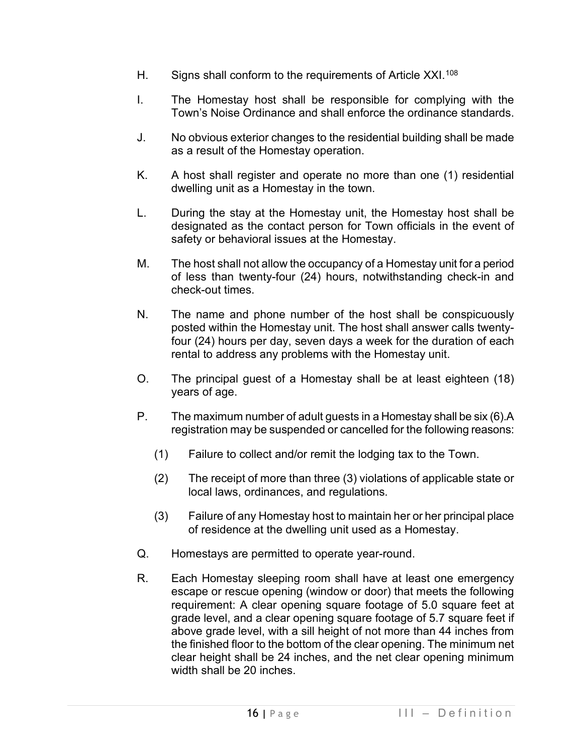H. Signs shall conform to the requirements of Article XXI.[108]

I. The Homestay host shall be responsible for complying with the Town's Noise Ordinance and shall enforce the ordinance standards.

J. No obvious exterior changes to the residential building shall be made as a result of the Homestay operation.

K. A host shall register and operate no more than one (1) residential dwelling unit as a Homestay in the town.

L. During the stay at the Homestay unit, the Homestay host shall be designated as the contact person for Town officials in the event of safety or behavioral issues at the Homestay.

M. The host shall not allow the occupancy of a Homestay unit for a period of less than twenty-four (24) hours, notwithstanding check-in and check-out times.

N. The name and phone number of the host shall be conspicuously posted within the Homestay unit. The host shall answer calls twenty-four (24) hours per day, seven days a week for the duration of each rental to address any problems with the Homestay unit.

O. The principal guest of a Homestay shall be at least eighteen (18) years of age.

P. The maximum number of adult guests in a Homestay shall be six (6).A registration may be suspended or cancelled for the following reasons:

   (1) Failure to collect and/or remit the lodging tax to the Town.

   (2) The receipt of more than three (3) violations of applicable state or local laws, ordinances, and regulations.

   (3) Failure of any Homestay host to maintain her or her principal place of residence at the dwelling unit used as a Homestay.

Q. Homestays are permitted to operate year-round.

R. Each Homestay sleeping room shall have at least one emergency escape or rescue opening (window or door) that meets the following requirement: A clear opening square footage of 5.0 square feet at grade level, and a clear opening square footage of 5.7 square feet if above grade level, with a sill height of not more than 44 inches from the finished floor to the bottom of the clear opening. The minimum net clear height shall be 24 inches, and the net clear opening minimum width shall be 20 inches.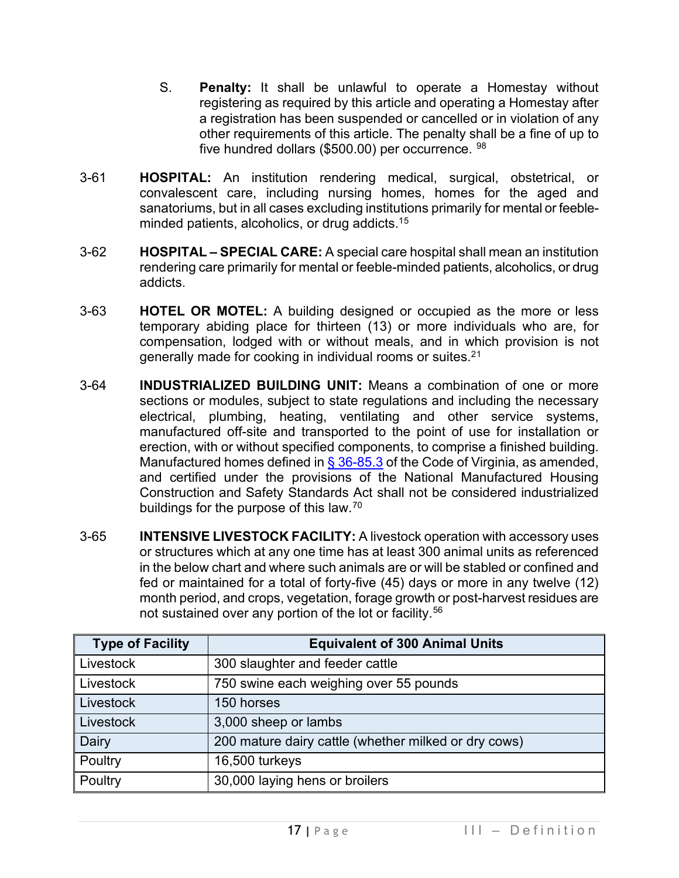S. **Penalty:** It shall be unlawful to operate a Homestay without registering as required by this article and operating a Homestay after a registration has been suspended or cancelled or in violation of any other requirements of this article. The penalty shall be a fine of up to five hundred dollars ($500.00) per occurrence. [98]

3-61 **HOSPITAL:** An institution rendering medical, surgical, obstetrical, or convalescent care, including nursing homes, homes for the aged and sanatoriums, but in all cases excluding institutions primarily for mental or feeble-minded patients, alcoholics, or drug addicts.[15]

3-62 **HOSPITAL – SPECIAL CARE:** A special care hospital shall mean an institution rendering care primarily for mental or feeble-minded patients, alcoholics, or drug addicts.

3-63 **HOTEL OR MOTEL:** A building designed or occupied as the more or less temporary abiding place for thirteen (13) or more individuals who are, for compensation, lodged with or without meals, and in which provision is not generally made for cooking in individual rooms or suites.[21]

3-64 **INDUSTRIALIZED BUILDING UNIT:** Means a combination of one or more sections or modules, subject to state regulations and including the necessary electrical, plumbing, heating, ventilating and other service systems, manufactured off-site and transported to the point of use for installation or erection, with or without specified components, to comprise a finished building. Manufactured homes defined in § 36-85.3 of the Code of Virginia, as amended, and certified under the provisions of the National Manufactured Housing Construction and Safety Standards Act shall not be considered industrialized buildings for the purpose of this law.[70]

3-65 **INTENSIVE LIVESTOCK FACILITY:** A livestock operation with accessory uses or structures which at any one time has at least 300 animal units as referenced in the below chart and where such animals are or will be stabled or confined and fed or maintained for a total of forty-five (45) days or more in any twelve (12) month period, and crops, vegetation, forage growth or post-harvest residues are not sustained over any portion of the lot or facility.[56]

| Type of Facility | Equivalent of 300 Animal Units |
|---|---|
| Livestock | 300 slaughter and feeder cattle |
| Livestock | 750 swine each weighing over 55 pounds |
| Livestock | 150 horses |
| Livestock | 3,000 sheep or lambs |
| Dairy | 200 mature dairy cattle (whether milked or dry cows) |
| Poultry | 16,500 turkeys |
| Poultry | 30,000 laying hens or broilers |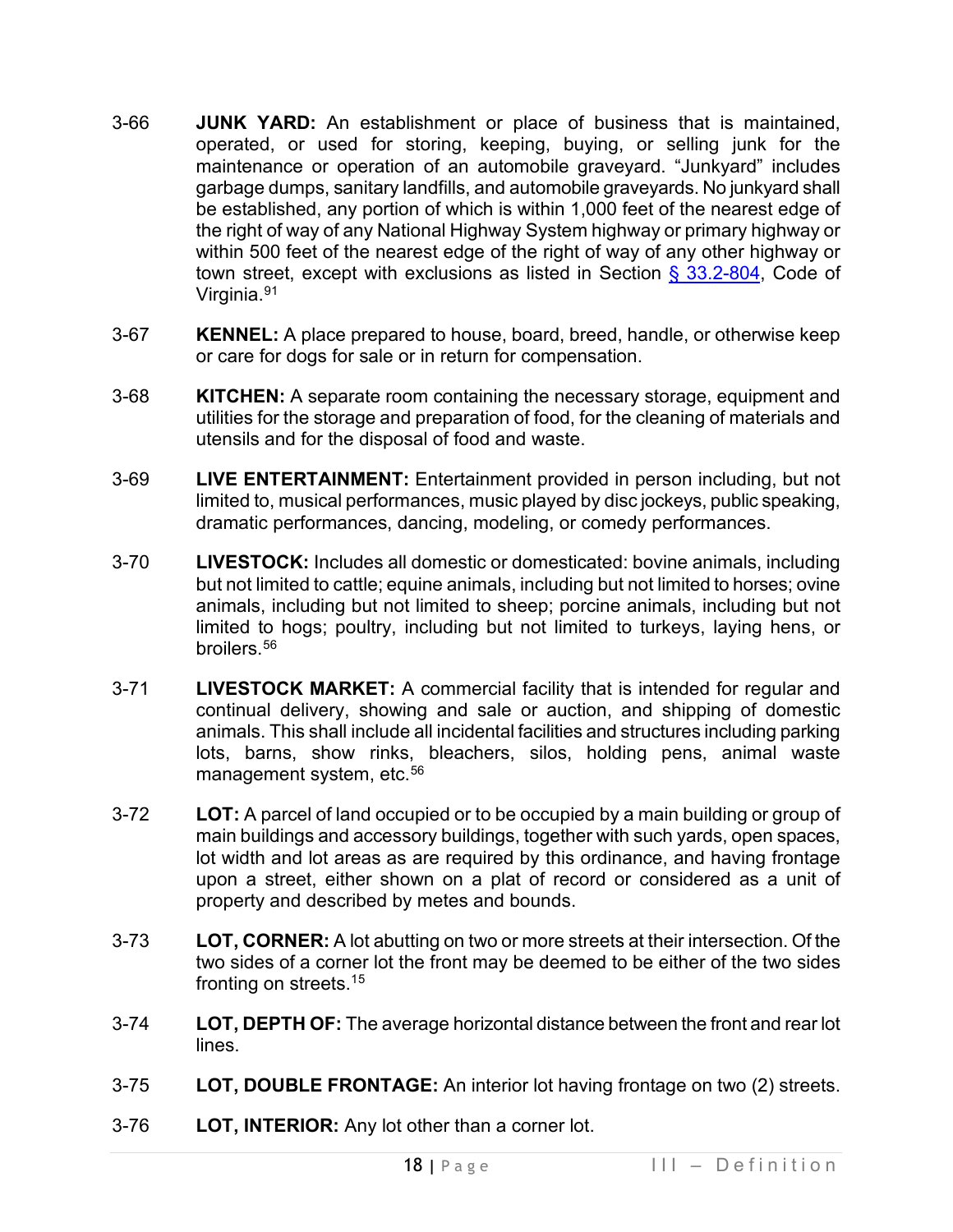3-66 **JUNK YARD:** An establishment or place of business that is maintained, operated, or used for storing, keeping, buying, or selling junk for the maintenance or operation of an automobile graveyard. "Junkyard" includes garbage dumps, sanitary landfills, and automobile graveyards. No junkyard shall be established, any portion of which is within 1,000 feet of the nearest edge of the right of way of any National Highway System highway or primary highway or within 500 feet of the nearest edge of the right of way of any other highway or town street, except with exclusions as listed in Section § 33.2-804, Code of Virginia.[91]

3-67 **KENNEL:** A place prepared to house, board, breed, handle, or otherwise keep or care for dogs for sale or in return for compensation.

3-68 **KITCHEN:** A separate room containing the necessary storage, equipment and utilities for the storage and preparation of food, for the cleaning of materials and utensils and for the disposal of food and waste.

3-69 **LIVE ENTERTAINMENT:** Entertainment provided in person including, but not limited to, musical performances, music played by disc jockeys, public speaking, dramatic performances, dancing, modeling, or comedy performances.

3-70 **LIVESTOCK:** Includes all domestic or domesticated: bovine animals, including but not limited to cattle; equine animals, including but not limited to horses; ovine animals, including but not limited to sheep; porcine animals, including but not limited to hogs; poultry, including but not limited to turkeys, laying hens, or broilers.[56]

3-71 **LIVESTOCK MARKET:** A commercial facility that is intended for regular and continual delivery, showing and sale or auction, and shipping of domestic animals. This shall include all incidental facilities and structures including parking lots, barns, show rinks, bleachers, silos, holding pens, animal waste management system, etc.[56]

3-72 **LOT:** A parcel of land occupied or to be occupied by a main building or group of main buildings and accessory buildings, together with such yards, open spaces, lot width and lot areas as are required by this ordinance, and having frontage upon a street, either shown on a plat of record or considered as a unit of property and described by metes and bounds.

3-73 **LOT, CORNER:** A lot abutting on two or more streets at their intersection. Of the two sides of a corner lot the front may be deemed to be either of the two sides fronting on streets.[15]

3-74 **LOT, DEPTH OF:** The average horizontal distance between the front and rear lot lines.

3-75 **LOT, DOUBLE FRONTAGE:** An interior lot having frontage on two (2) streets.

3-76 **LOT, INTERIOR:** Any lot other than a corner lot.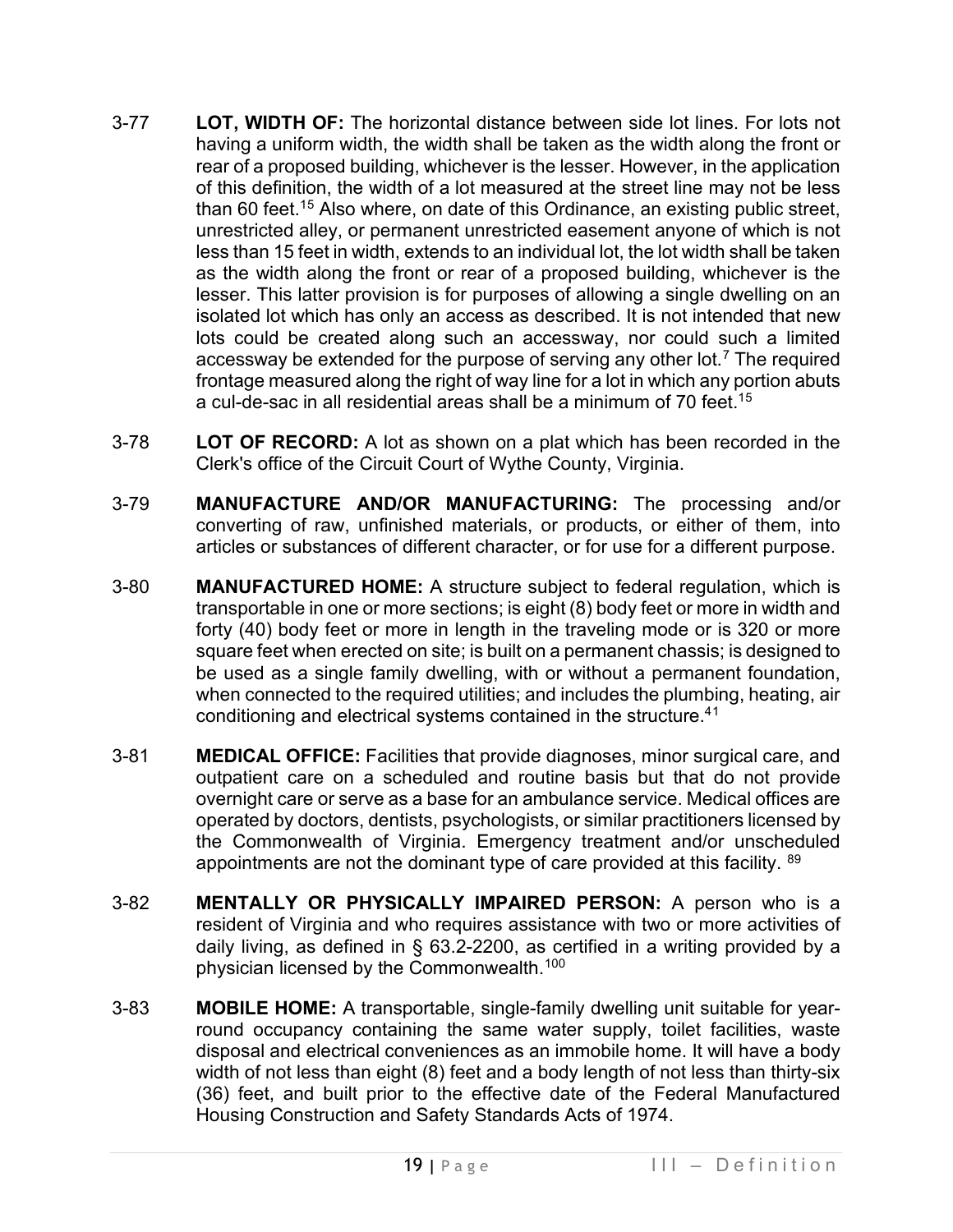3-77 **LOT, WIDTH OF:** The horizontal distance between side lot lines. For lots not having a uniform width, the width shall be taken as the width along the front or rear of a proposed building, whichever is the lesser. However, in the application of this definition, the width of a lot measured at the street line may not be less than 60 feet.[15] Also where, on date of this Ordinance, an existing public street, unrestricted alley, or permanent unrestricted easement anyone of which is not less than 15 feet in width, extends to an individual lot, the lot width shall be taken as the width along the front or rear of a proposed building, whichever is the lesser. This latter provision is for purposes of allowing a single dwelling on an isolated lot which has only an access as described. It is not intended that new lots could be created along such an accessway, nor could such a limited accessway be extended for the purpose of serving any other lot.[7] The required frontage measured along the right of way line for a lot in which any portion abuts a cul-de-sac in all residential areas shall be a minimum of 70 feet.[15]

3-78 **LOT OF RECORD:** A lot as shown on a plat which has been recorded in the Clerk's office of the Circuit Court of Wythe County, Virginia.

3-79 **MANUFACTURE AND/OR MANUFACTURING:** The processing and/or converting of raw, unfinished materials, or products, or either of them, into articles or substances of different character, or for use for a different purpose.

3-80 **MANUFACTURED HOME:** A structure subject to federal regulation, which is transportable in one or more sections; is eight (8) body feet or more in width and forty (40) body feet or more in length in the traveling mode or is 320 or more square feet when erected on site; is built on a permanent chassis; is designed to be used as a single family dwelling, with or without a permanent foundation, when connected to the required utilities; and includes the plumbing, heating, air conditioning and electrical systems contained in the structure.[41]

3-81 **MEDICAL OFFICE:** Facilities that provide diagnoses, minor surgical care, and outpatient care on a scheduled and routine basis but that do not provide overnight care or serve as a base for an ambulance service. Medical offices are operated by doctors, dentists, psychologists, or similar practitioners licensed by the Commonwealth of Virginia. Emergency treatment and/or unscheduled appointments are not the dominant type of care provided at this facility. [89]

3-82 **MENTALLY OR PHYSICALLY IMPAIRED PERSON:** A person who is a resident of Virginia and who requires assistance with two or more activities of daily living, as defined in § 63.2-2200, as certified in a writing provided by a physician licensed by the Commonwealth.[100]

3-83 **MOBILE HOME:** A transportable, single-family dwelling unit suitable for year-round occupancy containing the same water supply, toilet facilities, waste disposal and electrical conveniences as an immobile home. It will have a body width of not less than eight (8) feet and a body length of not less than thirty-six (36) feet, and built prior to the effective date of the Federal Manufactured Housing Construction and Safety Standards Acts of 1974.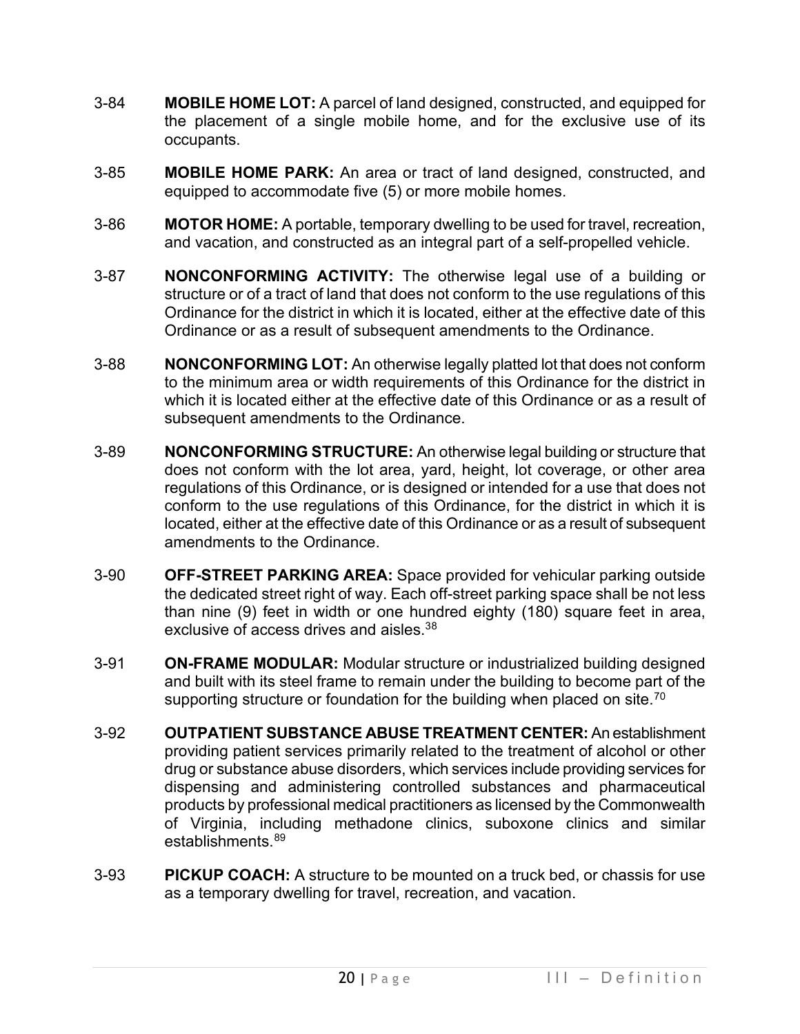3-84 **MOBILE HOME LOT:** A parcel of land designed, constructed, and equipped for the placement of a single mobile home, and for the exclusive use of its occupants.

3-85 **MOBILE HOME PARK:** An area or tract of land designed, constructed, and equipped to accommodate five (5) or more mobile homes.

3-86 **MOTOR HOME:** A portable, temporary dwelling to be used for travel, recreation, and vacation, and constructed as an integral part of a self-propelled vehicle.

3-87 **NONCONFORMING ACTIVITY:** The otherwise legal use of a building or structure or of a tract of land that does not conform to the use regulations of this Ordinance for the district in which it is located, either at the effective date of this Ordinance or as a result of subsequent amendments to the Ordinance.

3-88 **NONCONFORMING LOT:** An otherwise legally platted lot that does not conform to the minimum area or width requirements of this Ordinance for the district in which it is located either at the effective date of this Ordinance or as a result of subsequent amendments to the Ordinance.

3-89 **NONCONFORMING STRUCTURE:** An otherwise legal building or structure that does not conform with the lot area, yard, height, lot coverage, or other area regulations of this Ordinance, or is designed or intended for a use that does not conform to the use regulations of this Ordinance, for the district in which it is located, either at the effective date of this Ordinance or as a result of subsequent amendments to the Ordinance.

3-90 **OFF-STREET PARKING AREA:** Space provided for vehicular parking outside the dedicated street right of way. Each off-street parking space shall be not less than nine (9) feet in width or one hundred eighty (180) square feet in area, exclusive of access drives and aisles.[38]

3-91 **ON-FRAME MODULAR:** Modular structure or industrialized building designed and built with its steel frame to remain under the building to become part of the supporting structure or foundation for the building when placed on site.[70]

3-92 **OUTPATIENT SUBSTANCE ABUSE TREATMENT CENTER:** An establishment providing patient services primarily related to the treatment of alcohol or other drug or substance abuse disorders, which services include providing services for dispensing and administering controlled substances and pharmaceutical products by professional medical practitioners as licensed by the Commonwealth of Virginia, including methadone clinics, suboxone clinics and similar establishments.[89]

3-93 **PICKUP COACH:** A structure to be mounted on a truck bed, or chassis for use as a temporary dwelling for travel, recreation, and vacation.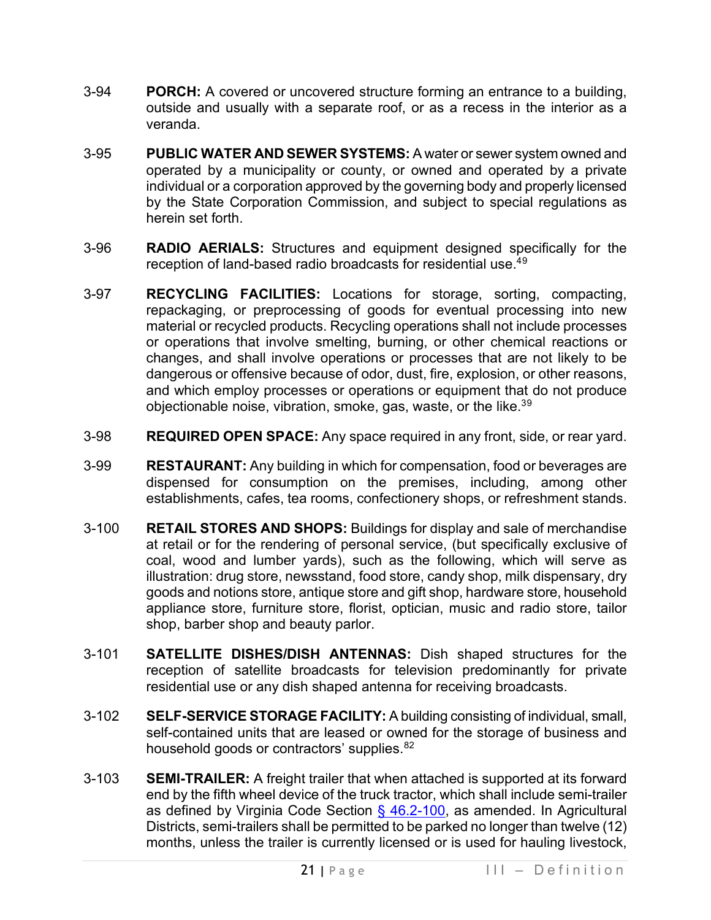3-94 **PORCH:** A covered or uncovered structure forming an entrance to a building, outside and usually with a separate roof, or as a recess in the interior as a veranda.

3-95 **PUBLIC WATER AND SEWER SYSTEMS:** A water or sewer system owned and operated by a municipality or county, or owned and operated by a private individual or a corporation approved by the governing body and properly licensed by the State Corporation Commission, and subject to special regulations as herein set forth.

3-96 **RADIO AERIALS:** Structures and equipment designed specifically for the reception of land-based radio broadcasts for residential use.[49]

3-97 **RECYCLING FACILITIES:** Locations for storage, sorting, compacting, repackaging, or preprocessing of goods for eventual processing into new material or recycled products. Recycling operations shall not include processes or operations that involve smelting, burning, or other chemical reactions or changes, and shall involve operations or processes that are not likely to be dangerous or offensive because of odor, dust, fire, explosion, or other reasons, and which employ processes or operations or equipment that do not produce objectionable noise, vibration, smoke, gas, waste, or the like.[39]

3-98 **REQUIRED OPEN SPACE:** Any space required in any front, side, or rear yard.

3-99 **RESTAURANT:** Any building in which for compensation, food or beverages are dispensed for consumption on the premises, including, among other establishments, cafes, tea rooms, confectionery shops, or refreshment stands.

3-100 **RETAIL STORES AND SHOPS:** Buildings for display and sale of merchandise at retail or for the rendering of personal service, (but specifically exclusive of coal, wood and lumber yards), such as the following, which will serve as illustration: drug store, newsstand, food store, candy shop, milk dispensary, dry goods and notions store, antique store and gift shop, hardware store, household appliance store, furniture store, florist, optician, music and radio store, tailor shop, barber shop and beauty parlor.

3-101 **SATELLITE DISHES/DISH ANTENNAS:** Dish shaped structures for the reception of satellite broadcasts for television predominantly for private residential use or any dish shaped antenna for receiving broadcasts.

3-102 **SELF-SERVICE STORAGE FACILITY:** A building consisting of individual, small, self-contained units that are leased or owned for the storage of business and household goods or contractors' supplies.[82]

3-103 **SEMI-TRAILER:** A freight trailer that when attached is supported at its forward end by the fifth wheel device of the truck tractor, which shall include semi-trailer as defined by Virginia Code Section § 46.2-100, as amended. In Agricultural Districts, semi-trailers shall be permitted to be parked no longer than twelve (12) months, unless the trailer is currently licensed or is used for hauling livestock,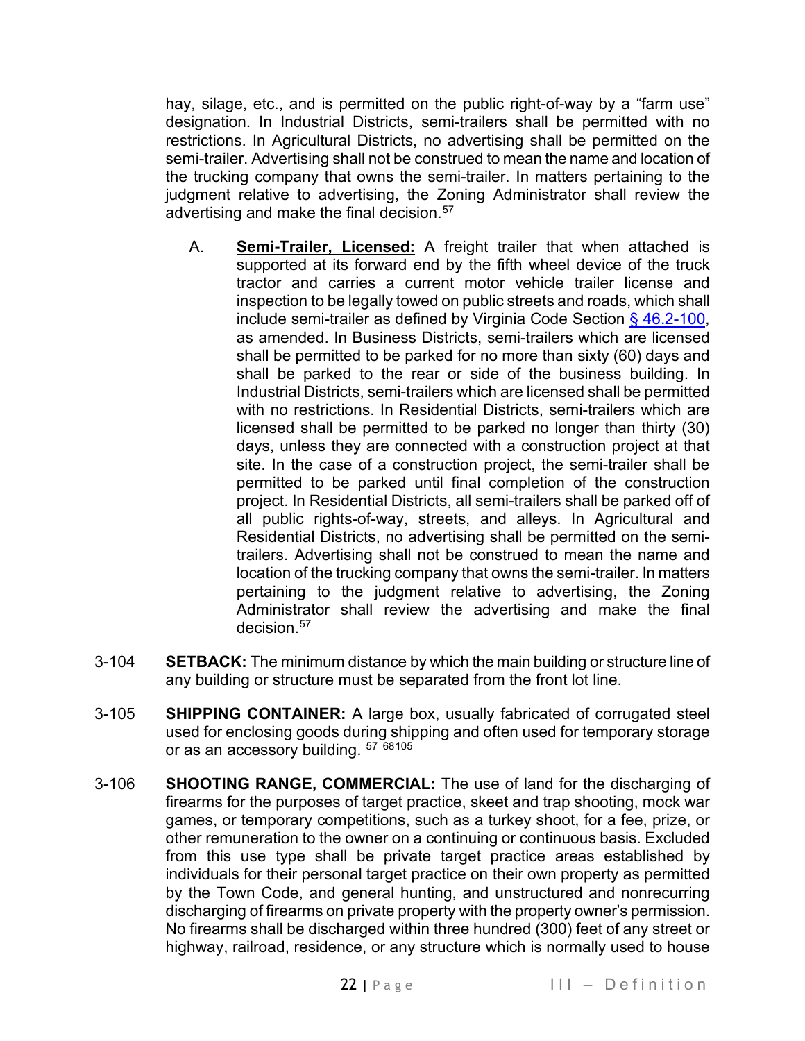hay, silage, etc., and is permitted on the public right-of-way by a "farm use" designation. In Industrial Districts, semi-trailers shall be permitted with no restrictions. In Agricultural Districts, no advertising shall be permitted on the semi-trailer. Advertising shall not be construed to mean the name and location of the trucking company that owns the semi-trailer. In matters pertaining to the judgment relative to advertising, the Zoning Administrator shall review the advertising and make the final decision.[57]

A. **Semi-Trailer, Licensed:** A freight trailer that when attached is supported at its forward end by the fifth wheel device of the truck tractor and carries a current motor vehicle trailer license and inspection to be legally towed on public streets and roads, which shall include semi-trailer as defined by Virginia Code Section [§ 46.2-100](), as amended. In Business Districts, semi-trailers which are licensed shall be permitted to be parked for no more than sixty (60) days and shall be parked to the rear or side of the business building. In Industrial Districts, semi-trailers which are licensed shall be permitted with no restrictions. In Residential Districts, semi-trailers which are licensed shall be permitted to be parked no longer than thirty (30) days, unless they are connected with a construction project at that site. In the case of a construction project, the semi-trailer shall be permitted to be parked until final completion of the construction project. In Residential Districts, all semi-trailers shall be parked off of all public rights-of-way, streets, and alleys. In Agricultural and Residential Districts, no advertising shall be permitted on the semi-trailers. Advertising shall not be construed to mean the name and location of the trucking company that owns the semi-trailer. In matters pertaining to the judgment relative to advertising, the Zoning Administrator shall review the advertising and make the final decision.[57]

3-104 **SETBACK:** The minimum distance by which the main building or structure line of any building or structure must be separated from the front lot line.

3-105 **SHIPPING CONTAINER:** A large box, usually fabricated of corrugated steel used for enclosing goods during shipping and often used for temporary storage or as an accessory building. [57] [68105]

3-106 **SHOOTING RANGE, COMMERCIAL:** The use of land for the discharging of firearms for the purposes of target practice, skeet and trap shooting, mock war games, or temporary competitions, such as a turkey shoot, for a fee, prize, or other remuneration to the owner on a continuing or continuous basis. Excluded from this use type shall be private target practice areas established by individuals for their personal target practice on their own property as permitted by the Town Code, and general hunting, and unstructured and nonrecurring discharging of firearms on private property with the property owner's permission. No firearms shall be discharged within three hundred (300) feet of any street or highway, railroad, residence, or any structure which is normally used to house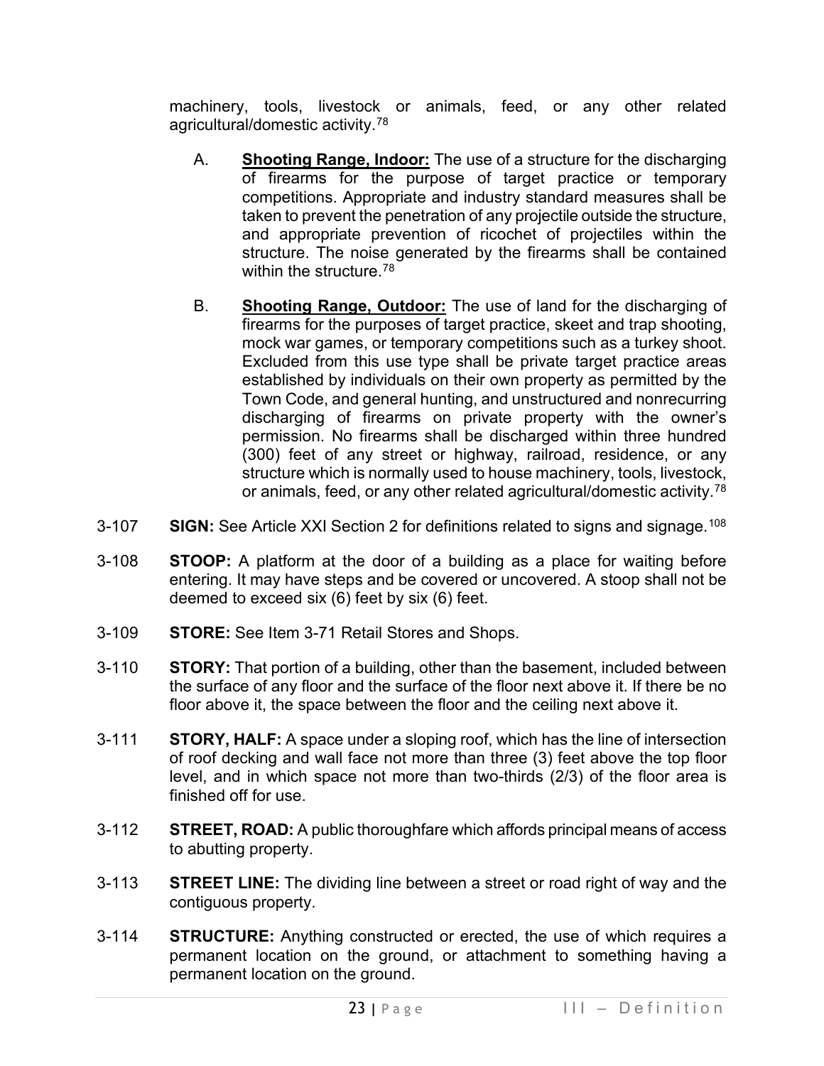machinery, tools, livestock or animals, feed, or any other related agricultural/domestic activity.[78]

A. **Shooting Range, Indoor:** The use of a structure for the discharging of firearms for the purpose of target practice or temporary competitions. Appropriate and industry standard measures shall be taken to prevent the penetration of any projectile outside the structure, and appropriate prevention of ricochet of projectiles within the structure. The noise generated by the firearms shall be contained within the structure.[78]

B. **Shooting Range, Outdoor:** The use of land for the discharging of firearms for the purposes of target practice, skeet and trap shooting, mock war games, or temporary competitions such as a turkey shoot. Excluded from this use type shall be private target practice areas established by individuals on their own property as permitted by the Town Code, and general hunting, and unstructured and nonrecurring discharging of firearms on private property with the owner's permission. No firearms shall be discharged within three hundred (300) feet of any street or highway, railroad, residence, or any structure which is normally used to house machinery, tools, livestock, or animals, feed, or any other related agricultural/domestic activity.[78]

3-107 **SIGN:** See Article XXI Section 2 for definitions related to signs and signage.[108]

3-108 **STOOP:** A platform at the door of a building as a place for waiting before entering. It may have steps and be covered or uncovered. A stoop shall not be deemed to exceed six (6) feet by six (6) feet.

3-109 **STORE:** See Item 3-71 Retail Stores and Shops.

3-110 **STORY:** That portion of a building, other than the basement, included between the surface of any floor and the surface of the floor next above it. If there be no floor above it, the space between the floor and the ceiling next above it.

3-111 **STORY, HALF:** A space under a sloping roof, which has the line of intersection of roof decking and wall face not more than three (3) feet above the top floor level, and in which space not more than two-thirds (2/3) of the floor area is finished off for use.

3-112 **STREET, ROAD:** A public thoroughfare which affords principal means of access to abutting property.

3-113 **STREET LINE:** The dividing line between a street or road right of way and the contiguous property.

3-114 **STRUCTURE:** Anything constructed or erected, the use of which requires a permanent location on the ground, or attachment to something having a permanent location on the ground.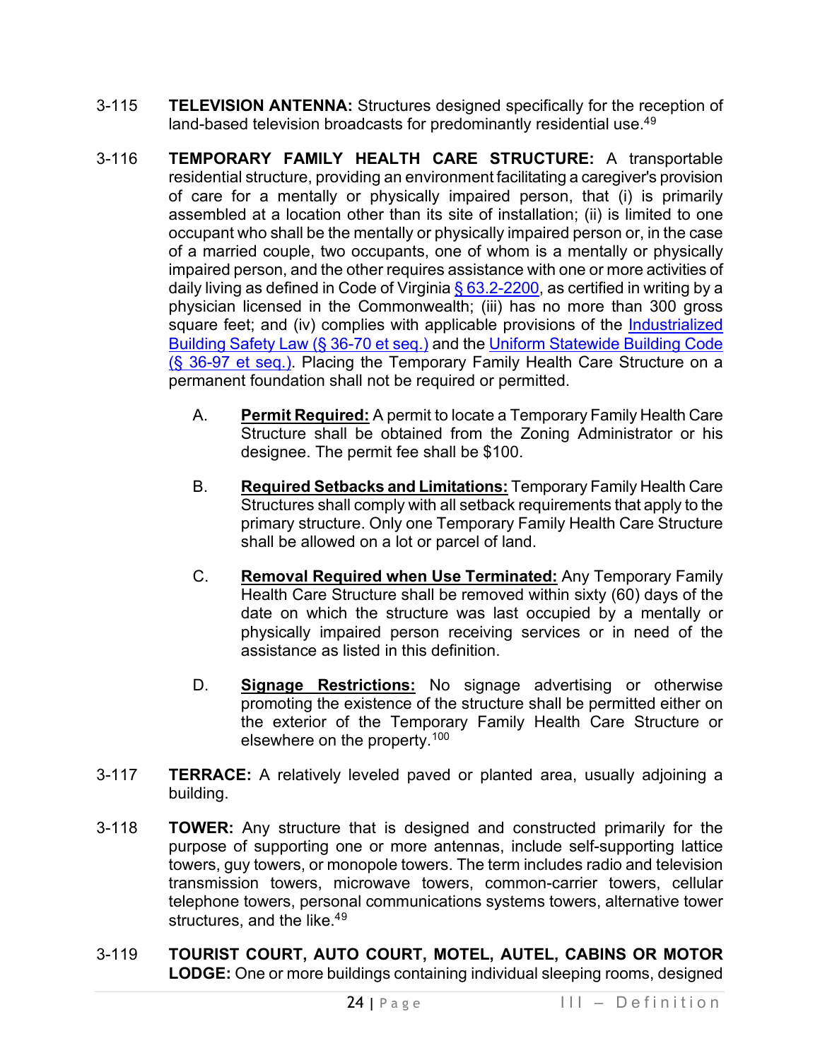3-115 **TELEVISION ANTENNA:** Structures designed specifically for the reception of land-based television broadcasts for predominantly residential use.[49]

3-116 **TEMPORARY FAMILY HEALTH CARE STRUCTURE:** A transportable residential structure, providing an environment facilitating a caregiver's provision of care for a mentally or physically impaired person, that (i) is primarily assembled at a location other than its site of installation; (ii) is limited to one occupant who shall be the mentally or physically impaired person or, in the case of a married couple, two occupants, one of whom is a mentally or physically impaired person, and the other requires assistance with one or more activities of daily living as defined in Code of Virginia § 63.2-2200, as certified in writing by a physician licensed in the Commonwealth; (iii) has no more than 300 gross square feet; and (iv) complies with applicable provisions of the Industrialized Building Safety Law (§ 36-70 et seq.) and the Uniform Statewide Building Code (§ 36-97 et seq.). Placing the Temporary Family Health Care Structure on a permanent foundation shall not be required or permitted.

A. **Permit Required:** A permit to locate a Temporary Family Health Care Structure shall be obtained from the Zoning Administrator or his designee. The permit fee shall be $100.

B. **Required Setbacks and Limitations:** Temporary Family Health Care Structures shall comply with all setback requirements that apply to the primary structure. Only one Temporary Family Health Care Structure shall be allowed on a lot or parcel of land.

C. **Removal Required when Use Terminated:** Any Temporary Family Health Care Structure shall be removed within sixty (60) days of the date on which the structure was last occupied by a mentally or physically impaired person receiving services or in need of the assistance as listed in this definition.

D. **Signage Restrictions:** No signage advertising or otherwise promoting the existence of the structure shall be permitted either on the exterior of the Temporary Family Health Care Structure or elsewhere on the property.[100]

3-117 **TERRACE:** A relatively leveled paved or planted area, usually adjoining a building.

3-118 **TOWER:** Any structure that is designed and constructed primarily for the purpose of supporting one or more antennas, include self-supporting lattice towers, guy towers, or monopole towers. The term includes radio and television transmission towers, microwave towers, common-carrier towers, cellular telephone towers, personal communications systems towers, alternative tower structures, and the like.[49]

3-119 **TOURIST COURT, AUTO COURT, MOTEL, AUTEL, CABINS OR MOTOR LODGE:** One or more buildings containing individual sleeping rooms, designed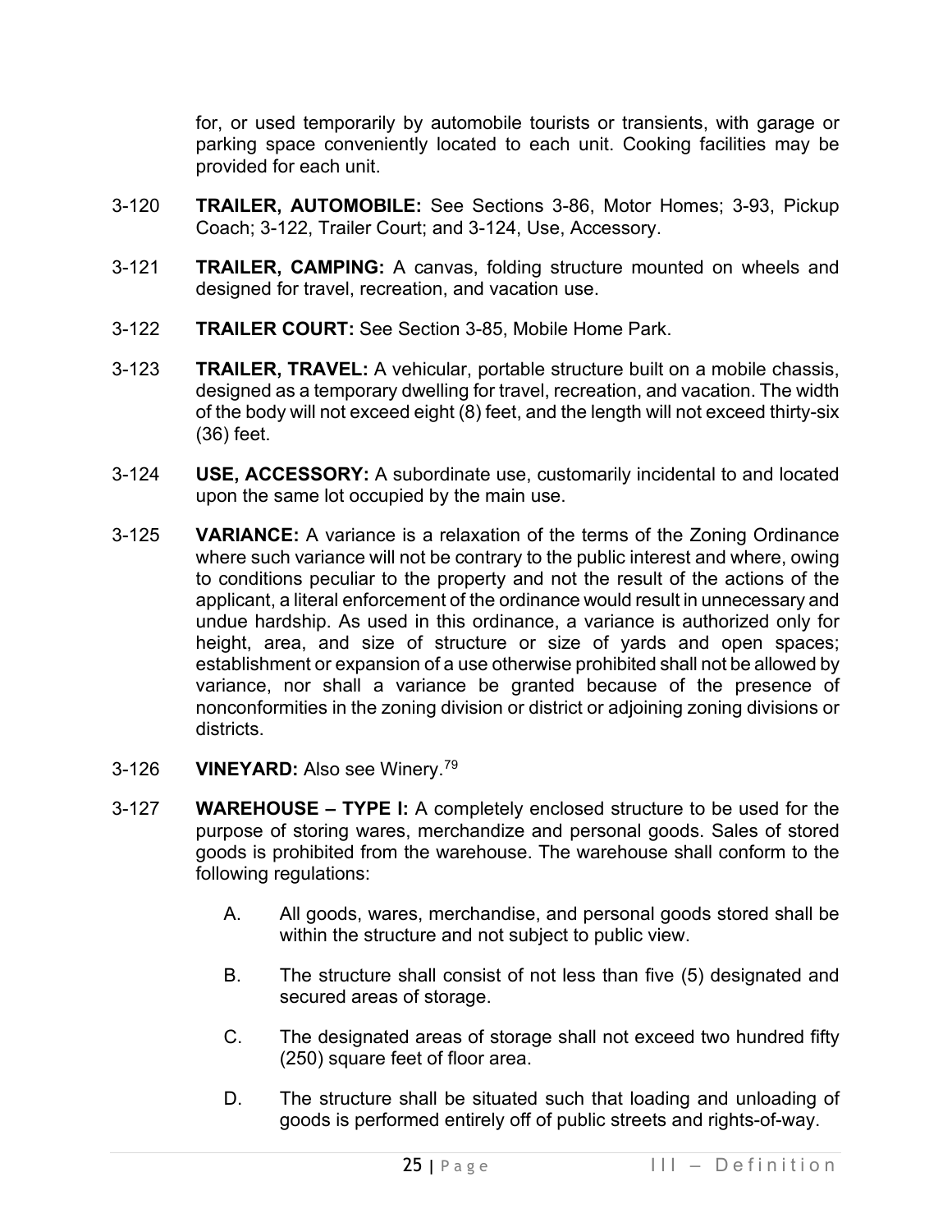for, or used temporarily by automobile tourists or transients, with garage or parking space conveniently located to each unit. Cooking facilities may be provided for each unit.

3-120 **TRAILER, AUTOMOBILE:** See Sections 3-86, Motor Homes; 3-93, Pickup Coach; 3-122, Trailer Court; and 3-124, Use, Accessory.

3-121 **TRAILER, CAMPING:** A canvas, folding structure mounted on wheels and designed for travel, recreation, and vacation use.

3-122 **TRAILER COURT:** See Section 3-85, Mobile Home Park.

3-123 **TRAILER, TRAVEL:** A vehicular, portable structure built on a mobile chassis, designed as a temporary dwelling for travel, recreation, and vacation. The width of the body will not exceed eight (8) feet, and the length will not exceed thirty-six (36) feet.

3-124 **USE, ACCESSORY:** A subordinate use, customarily incidental to and located upon the same lot occupied by the main use.

3-125 **VARIANCE:** A variance is a relaxation of the terms of the Zoning Ordinance where such variance will not be contrary to the public interest and where, owing to conditions peculiar to the property and not the result of the actions of the applicant, a literal enforcement of the ordinance would result in unnecessary and undue hardship. As used in this ordinance, a variance is authorized only for height, area, and size of structure or size of yards and open spaces; establishment or expansion of a use otherwise prohibited shall not be allowed by variance, nor shall a variance be granted because of the presence of nonconformities in the zoning division or district or adjoining zoning divisions or districts.

3-126 **VINEYARD:** Also see Winery.[79]

3-127 **WAREHOUSE – TYPE I:** A completely enclosed structure to be used for the purpose of storing wares, merchandize and personal goods. Sales of stored goods is prohibited from the warehouse. The warehouse shall conform to the following regulations:

A. All goods, wares, merchandise, and personal goods stored shall be within the structure and not subject to public view.

B. The structure shall consist of not less than five (5) designated and secured areas of storage.

C. The designated areas of storage shall not exceed two hundred fifty (250) square feet of floor area.

D. The structure shall be situated such that loading and unloading of goods is performed entirely off of public streets and rights-of-way.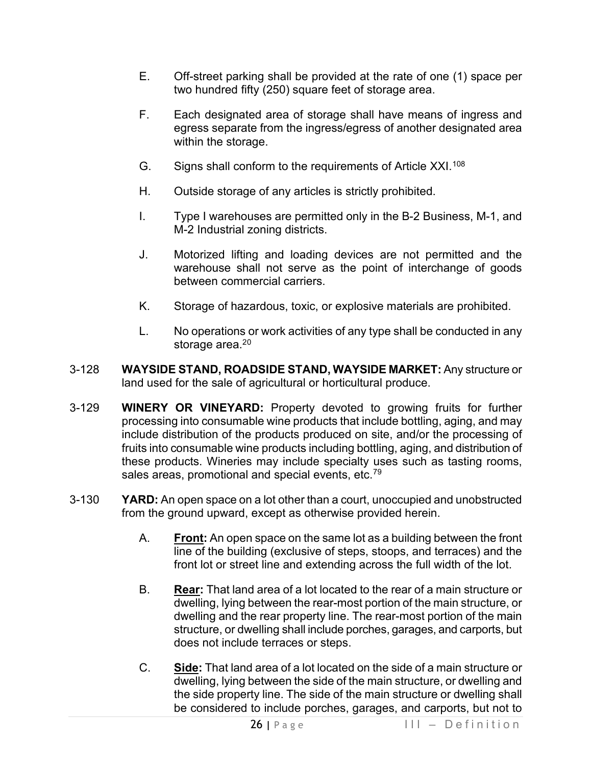E. Off-street parking shall be provided at the rate of one (1) space per two hundred fifty (250) square feet of storage area.

F. Each designated area of storage shall have means of ingress and egress separate from the ingress/egress of another designated area within the storage.

G. Signs shall conform to the requirements of Article XXI.[108]

H. Outside storage of any articles is strictly prohibited.

I. Type I warehouses are permitted only in the B-2 Business, M-1, and M-2 Industrial zoning districts.

J. Motorized lifting and loading devices are not permitted and the warehouse shall not serve as the point of interchange of goods between commercial carriers.

K. Storage of hazardous, toxic, or explosive materials are prohibited.

L. No operations or work activities of any type shall be conducted in any storage area.[20]

3-128 **WAYSIDE STAND, ROADSIDE STAND, WAYSIDE MARKET:** Any structure or land used for the sale of agricultural or horticultural produce.

3-129 **WINERY OR VINEYARD:** Property devoted to growing fruits for further processing into consumable wine products that include bottling, aging, and may include distribution of the products produced on site, and/or the processing of fruits into consumable wine products including bottling, aging, and distribution of these products. Wineries may include specialty uses such as tasting rooms, sales areas, promotional and special events, etc.[79]

3-130 **YARD:** An open space on a lot other than a court, unoccupied and unobstructed from the ground upward, except as otherwise provided herein.

A. **Front:** An open space on the same lot as a building between the front line of the building (exclusive of steps, stoops, and terraces) and the front lot or street line and extending across the full width of the lot.

B. **Rear:** That land area of a lot located to the rear of a main structure or dwelling, lying between the rear-most portion of the main structure, or dwelling and the rear property line. The rear-most portion of the main structure, or dwelling shall include porches, garages, and carports, but does not include terraces or steps.

C. **Side:** That land area of a lot located on the side of a main structure or dwelling, lying between the side of the main structure, or dwelling and the side property line. The side of the main structure or dwelling shall be considered to include porches, garages, and carports, but not to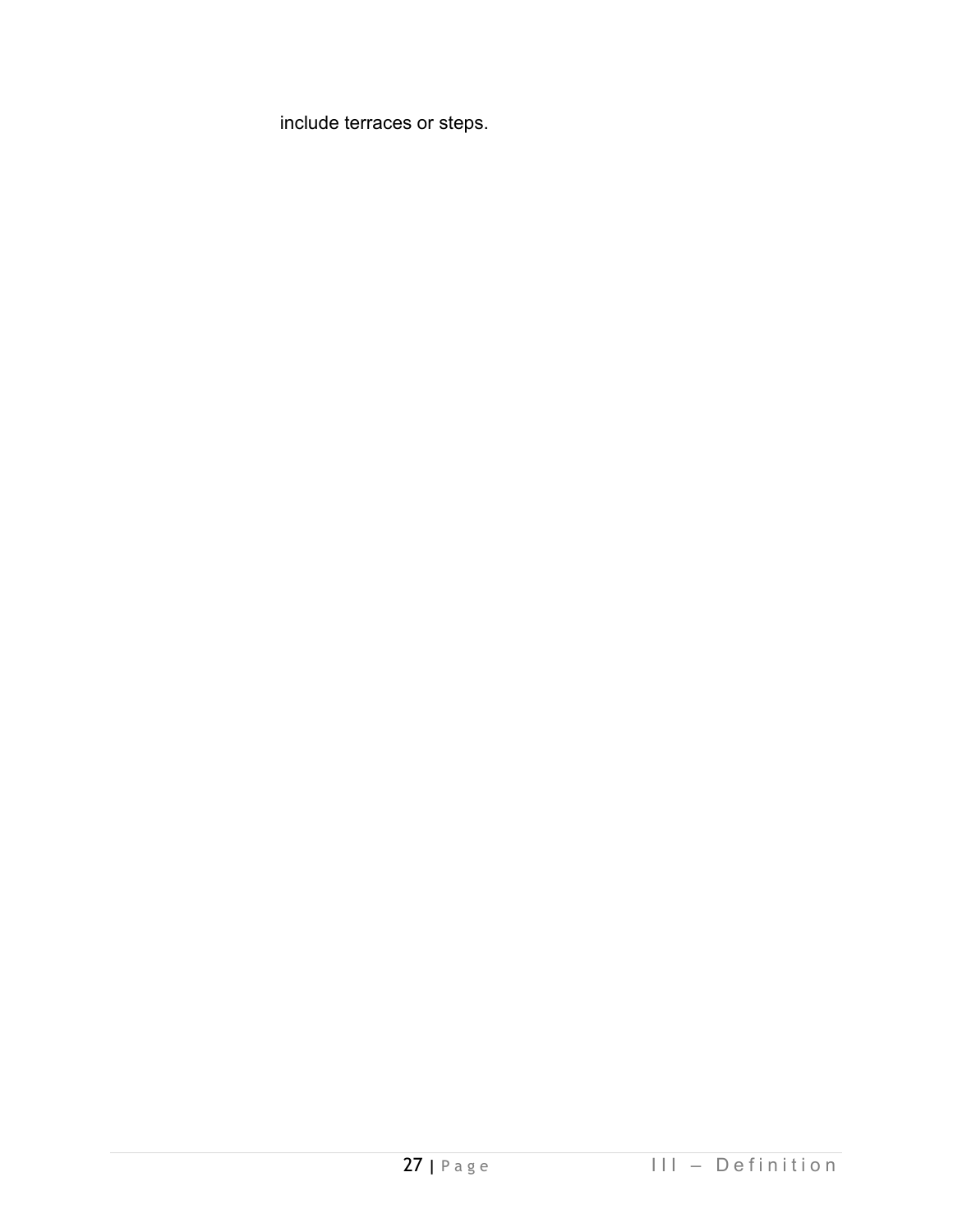include terraces or steps.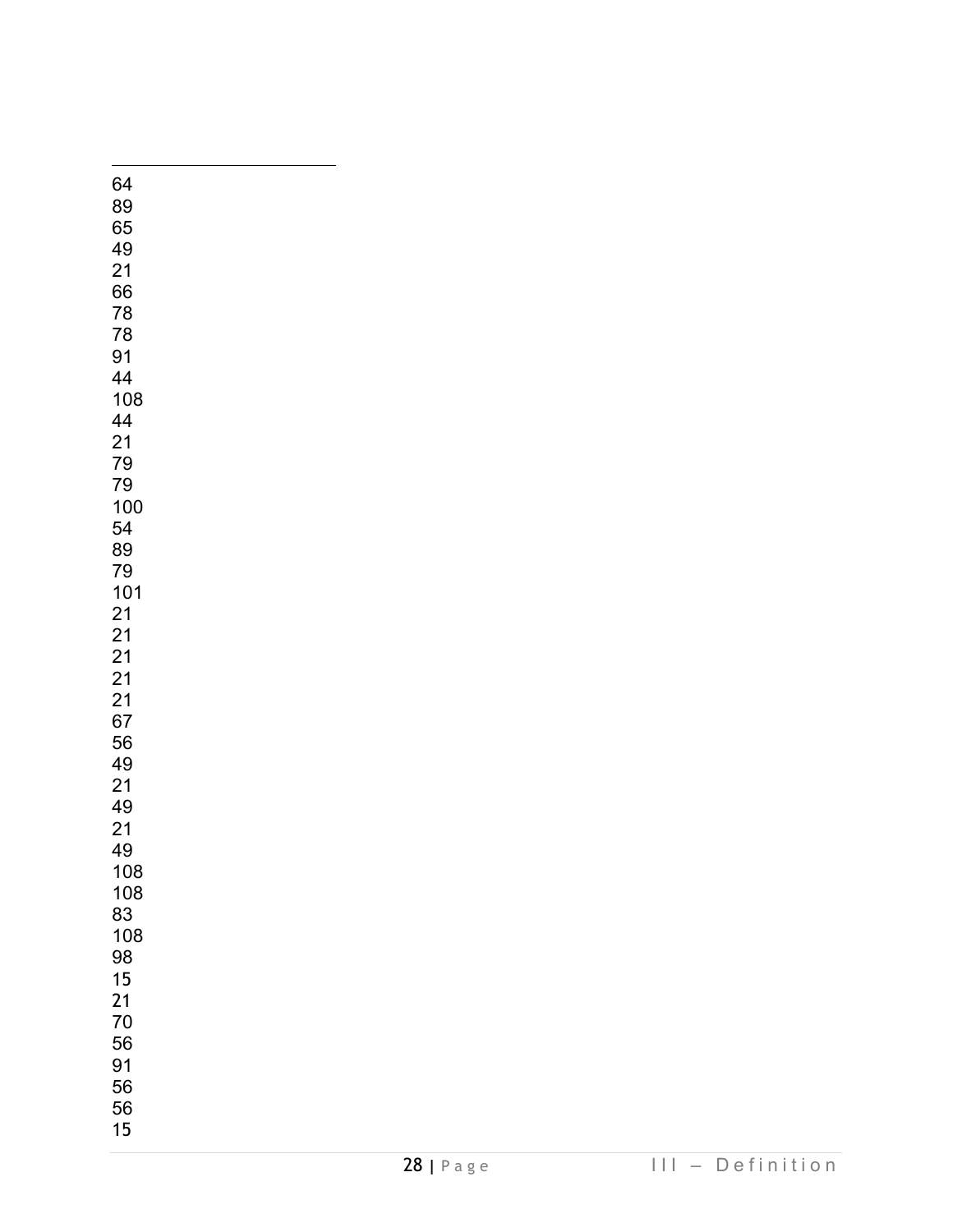64
89
65
49
21
66
78
78
91
44
108
44
21
79
79
100
54
89
79
101
21
21
21
21
21
67
56
49
21
49
21
49
108
108
83
108
98
15
21
70
56
91
56
56
15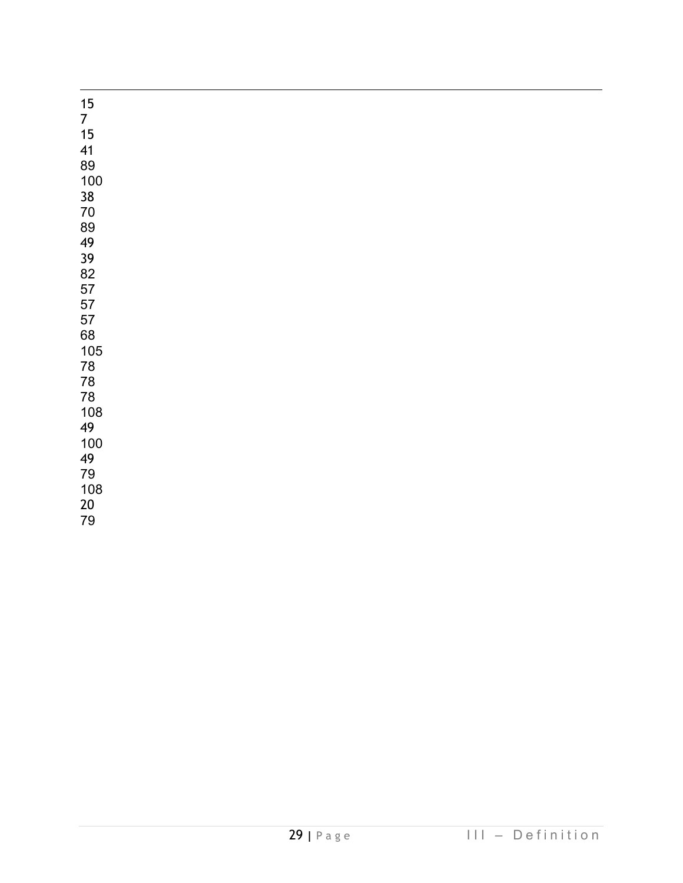15
7
15
41
89
100
38
70
89
49
39
82
57
57
57
68
105
78
78
78
108
49
100
49
79
108
20
79